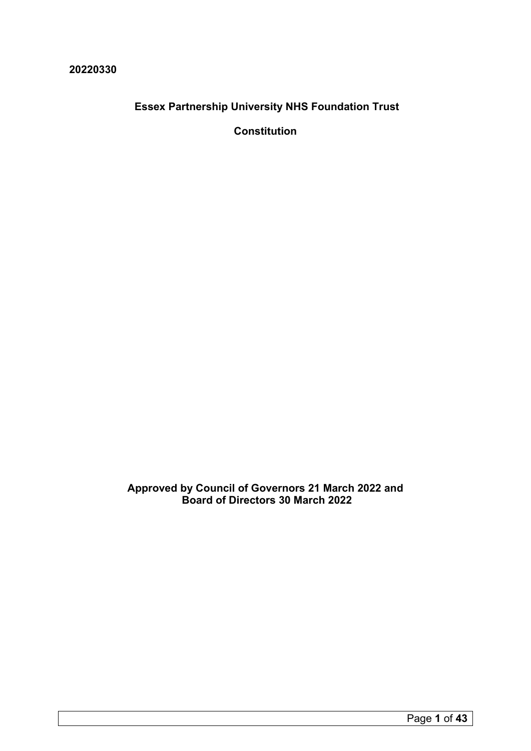**20220330**

# Essex Partnership University NHS Foundation Trust

## Constitution

**Approved by Council of Governors 21 March 2022 and Board of Directors 30 March 2022**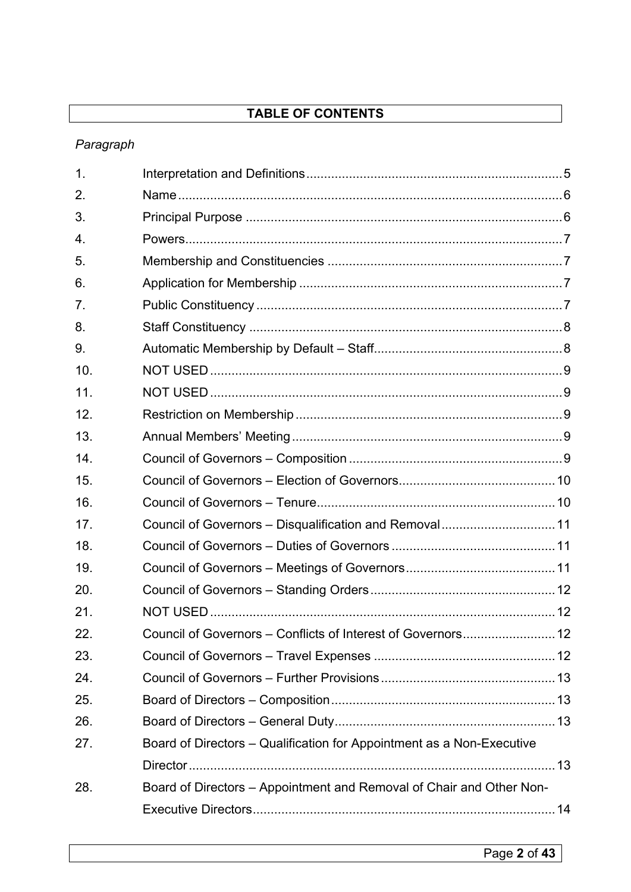## TABLE OF CONTENTS

*Paragraph*

| | | |
|---|---|---|
| 1. | Interpretation and Definitions | 5 |
| 2. | Name | 6 |
| 3. | Principal Purpose | 6 |
| 4. | Powers | 7 |
| 5. | Membership and Constituencies | 7 |
| 6. | Application for Membership | 7 |
| 7. | Public Constituency | 7 |
| 8. | Staff Constituency | 8 |
| 9. | Automatic Membership by Default – Staff | 8 |
| 10. | NOT USED | 9 |
| 11. | NOT USED | 9 |
| 12. | Restriction on Membership | 9 |
| 13. | Annual Members' Meeting | 9 |
| 14. | Council of Governors – Composition | 9 |
| 15. | Council of Governors – Election of Governors | 10 |
| 16. | Council of Governors – Tenure | 10 |
| 17. | Council of Governors – Disqualification and Removal | 11 |
| 18. | Council of Governors – Duties of Governors | 11 |
| 19. | Council of Governors – Meetings of Governors | 11 |
| 20. | Council of Governors – Standing Orders | 12 |
| 21. | NOT USED | 12 |
| 22. | Council of Governors – Conflicts of Interest of Governors | 12 |
| 23. | Council of Governors – Travel Expenses | 12 |
| 24. | Council of Governors – Further Provisions | 13 |
| 25. | Board of Directors – Composition | 13 |
| 26. | Board of Directors – General Duty | 13 |
| 27. | Board of Directors – Qualification for Appointment as a Non-Executive Director | 13 |
| 28. | Board of Directors – Appointment and Removal of Chair and Other Non-Executive Directors | 14 |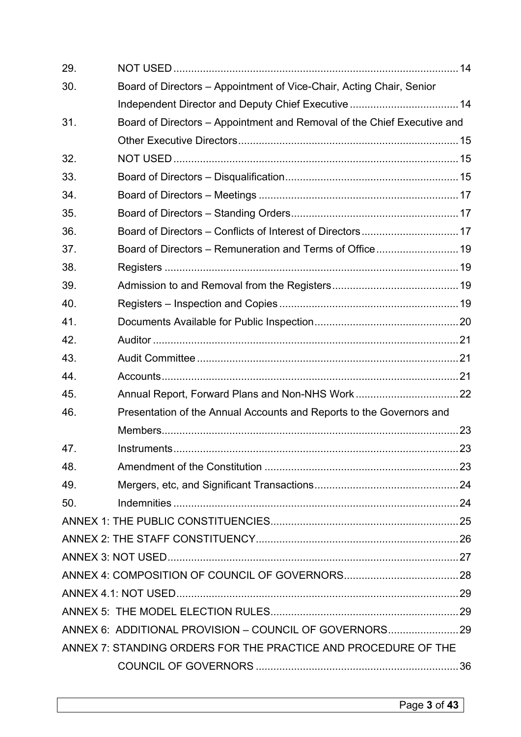| | | |
|---|---|---|
| 29. | NOT USED | 14 |
| 30. | Board of Directors – Appointment of Vice-Chair, Acting Chair, Senior Independent Director and Deputy Chief Executive | 14 |
| 31. | Board of Directors – Appointment and Removal of the Chief Executive and Other Executive Directors | 15 |
| 32. | NOT USED | 15 |
| 33. | Board of Directors – Disqualification | 15 |
| 34. | Board of Directors – Meetings | 17 |
| 35. | Board of Directors – Standing Orders | 17 |
| 36. | Board of Directors – Conflicts of Interest of Directors | 17 |
| 37. | Board of Directors – Remuneration and Terms of Office | 19 |
| 38. | Registers | 19 |
| 39. | Admission to and Removal from the Registers | 19 |
| 40. | Registers – Inspection and Copies | 19 |
| 41. | Documents Available for Public Inspection | 20 |
| 42. | Auditor | 21 |
| 43. | Audit Committee | 21 |
| 44. | Accounts | 21 |
| 45. | Annual Report, Forward Plans and Non-NHS Work | 22 |
| 46. | Presentation of the Annual Accounts and Reports to the Governors and Members | 23 |
| 47. | Instruments | 23 |
| 48. | Amendment of the Constitution | 23 |
| 49. | Mergers, etc, and Significant Transactions | 24 |
| 50. | Indemnities | 24 |

ANNEX 1: THE PUBLIC CONSTITUENCIES ..... 25

ANNEX 2: THE STAFF CONSTITUENCY ..... 26

ANNEX 3: NOT USED ..... 27

ANNEX 4: COMPOSITION OF COUNCIL OF GOVERNORS ..... 28

ANNEX 4.1: NOT USED ..... 29

ANNEX 5: THE MODEL ELECTION RULES ..... 29

ANNEX 6: ADDITIONAL PROVISION – COUNCIL OF GOVERNORS ..... 29

ANNEX 7: STANDING ORDERS FOR THE PRACTICE AND PROCEDURE OF THE COUNCIL OF GOVERNORS ..... 36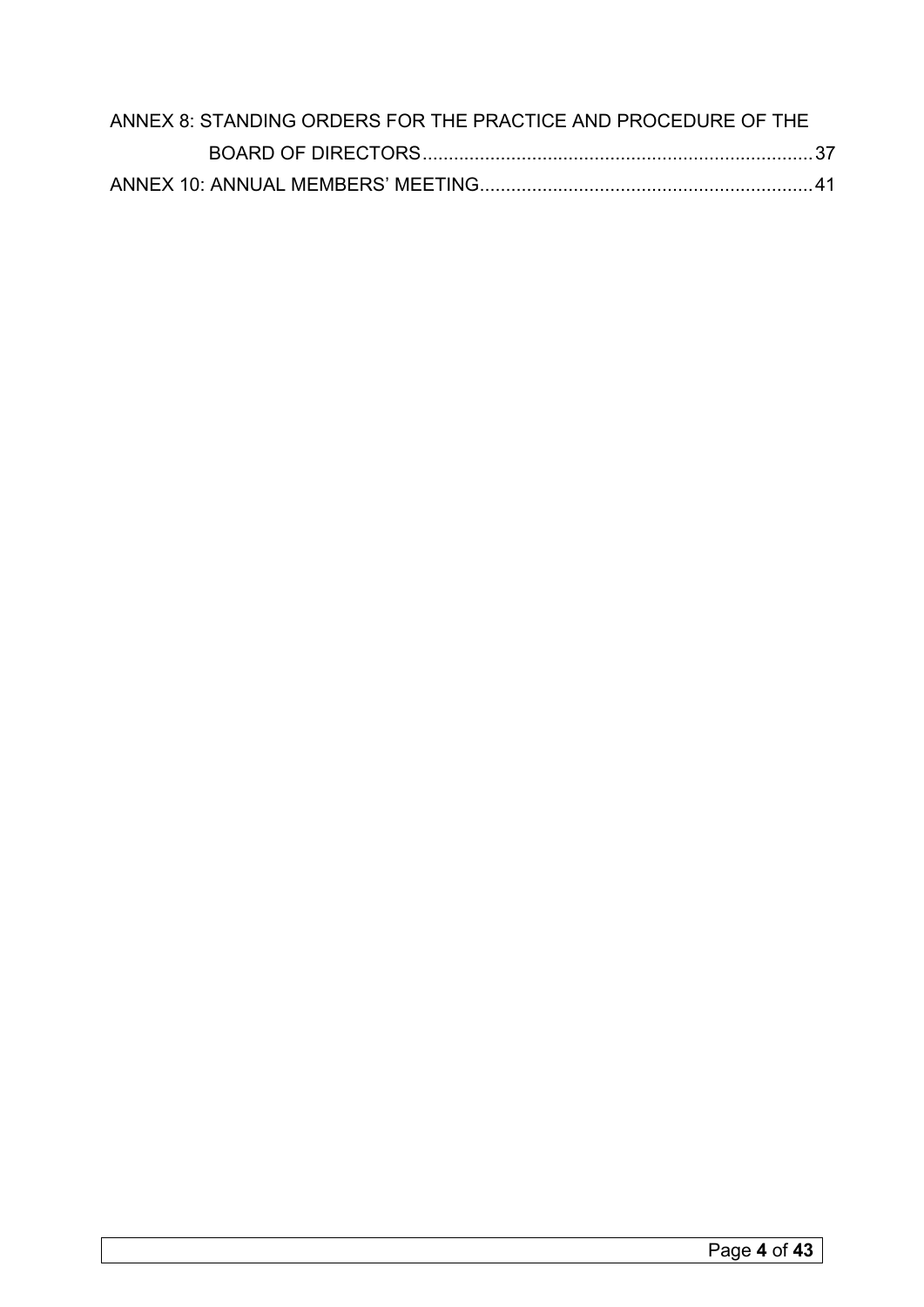ANNEX 8: STANDING ORDERS FOR THE PRACTICE AND PROCEDURE OF THE BOARD OF DIRECTORS.......................................................................37

ANNEX 10: ANNUAL MEMBERS' MEETING...............................................................41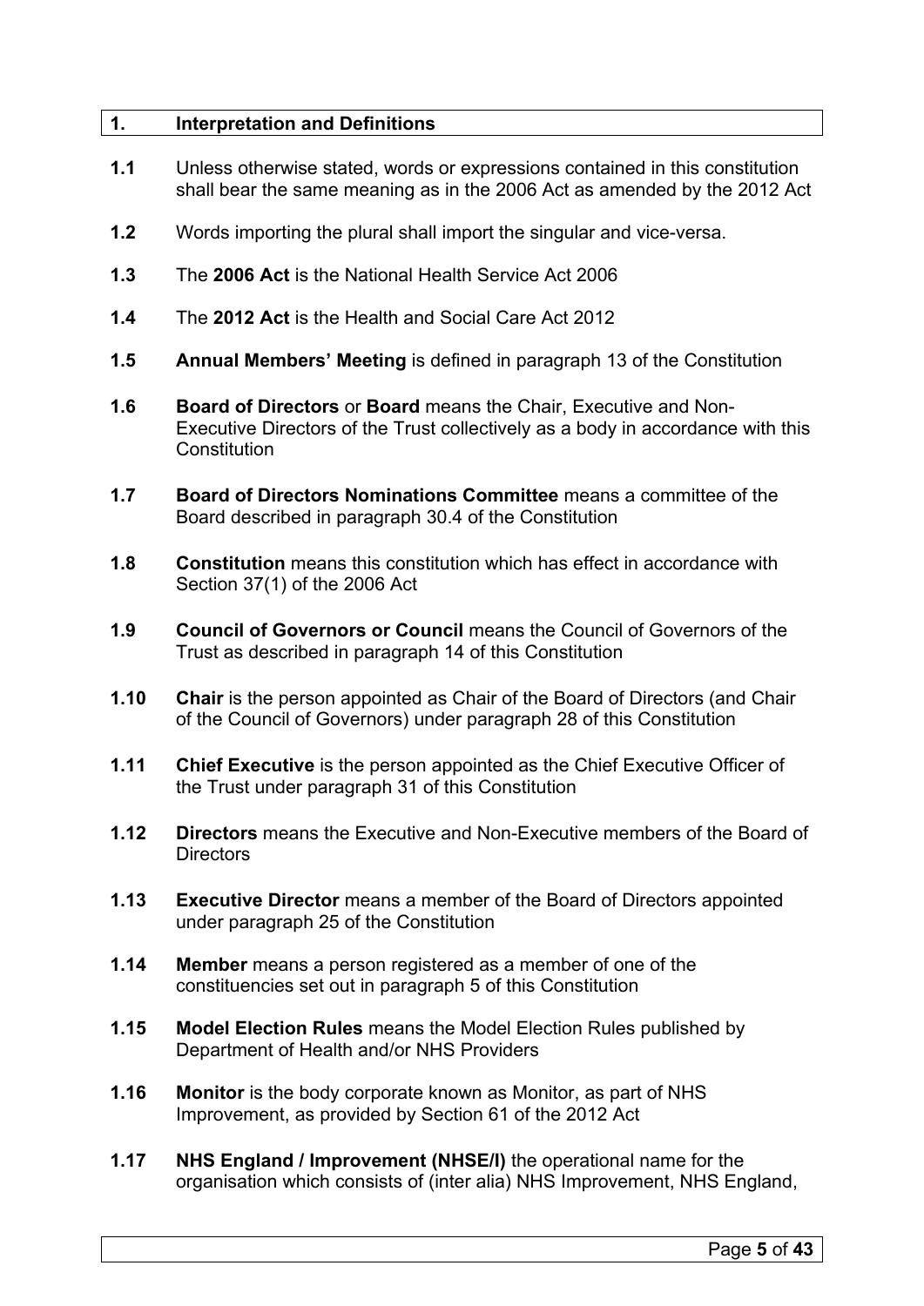## 1. Interpretation and Definitions

**1.1** Unless otherwise stated, words or expressions contained in this constitution shall bear the same meaning as in the 2006 Act as amended by the 2012 Act

**1.2** Words importing the plural shall import the singular and vice-versa.

**1.3** The **2006 Act** is the National Health Service Act 2006

**1.4** The **2012 Act** is the Health and Social Care Act 2012

**1.5** **Annual Members' Meeting** is defined in paragraph 13 of the Constitution

**1.6** **Board of Directors** or **Board** means the Chair, Executive and Non-Executive Directors of the Trust collectively as a body in accordance with this Constitution

**1.7** **Board of Directors Nominations Committee** means a committee of the Board described in paragraph 30.4 of the Constitution

**1.8** **Constitution** means this constitution which has effect in accordance with Section 37(1) of the 2006 Act

**1.9** **Council of Governors or Council** means the Council of Governors of the Trust as described in paragraph 14 of this Constitution

**1.10** **Chair** is the person appointed as Chair of the Board of Directors (and Chair of the Council of Governors) under paragraph 28 of this Constitution

**1.11** **Chief Executive** is the person appointed as the Chief Executive Officer of the Trust under paragraph 31 of this Constitution

**1.12** **Directors** means the Executive and Non-Executive members of the Board of Directors

**1.13** **Executive Director** means a member of the Board of Directors appointed under paragraph 25 of the Constitution

**1.14** **Member** means a person registered as a member of one of the constituencies set out in paragraph 5 of this Constitution

**1.15** **Model Election Rules** means the Model Election Rules published by Department of Health and/or NHS Providers

**1.16** **Monitor** is the body corporate known as Monitor, as part of NHS Improvement, as provided by Section 61 of the 2012 Act

**1.17** **NHS England / Improvement (NHSE/I)** the operational name for the organisation which consists of (inter alia) NHS Improvement, NHS England,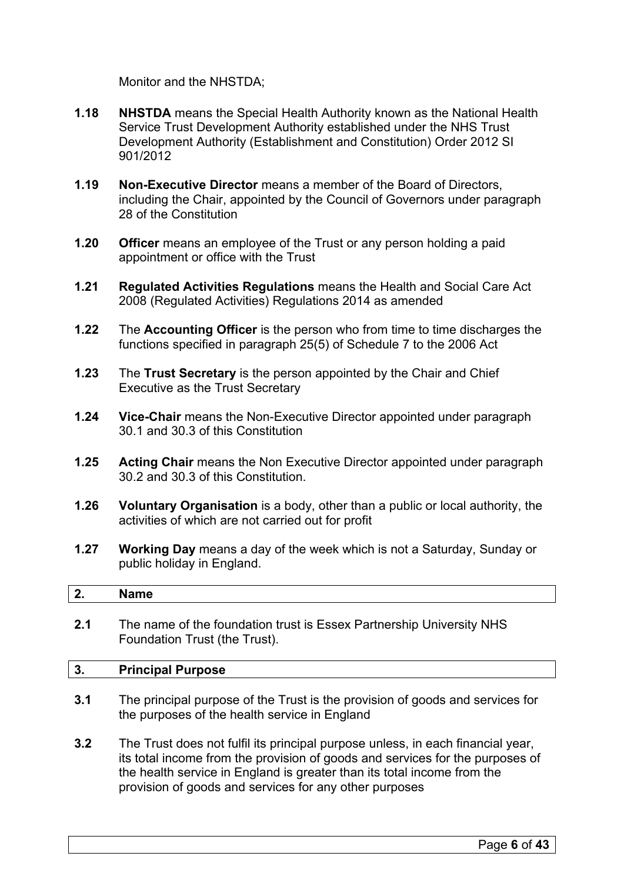Monitor and the NHSTDA;

**1.18** **NHSTDA** means the Special Health Authority known as the National Health Service Trust Development Authority established under the NHS Trust Development Authority (Establishment and Constitution) Order 2012 SI 901/2012

**1.19** **Non-Executive Director** means a member of the Board of Directors, including the Chair, appointed by the Council of Governors under paragraph 28 of the Constitution

**1.20** **Officer** means an employee of the Trust or any person holding a paid appointment or office with the Trust

**1.21** **Regulated Activities Regulations** means the Health and Social Care Act 2008 (Regulated Activities) Regulations 2014 as amended

**1.22** The **Accounting Officer** is the person who from time to time discharges the functions specified in paragraph 25(5) of Schedule 7 to the 2006 Act

**1.23** The **Trust Secretary** is the person appointed by the Chair and Chief Executive as the Trust Secretary

**1.24** **Vice-Chair** means the Non-Executive Director appointed under paragraph 30.1 and 30.3 of this Constitution

**1.25** **Acting Chair** means the Non Executive Director appointed under paragraph 30.2 and 30.3 of this Constitution.

**1.26** **Voluntary Organisation** is a body, other than a public or local authority, the activities of which are not carried out for profit

**1.27** **Working Day** means a day of the week which is not a Saturday, Sunday or public holiday in England.

## 2. Name

**2.1** The name of the foundation trust is Essex Partnership University NHS Foundation Trust (the Trust).

## 3. Principal Purpose

**3.1** The principal purpose of the Trust is the provision of goods and services for the purposes of the health service in England

**3.2** The Trust does not fulfil its principal purpose unless, in each financial year, its total income from the provision of goods and services for the purposes of the health service in England is greater than its total income from the provision of goods and services for any other purposes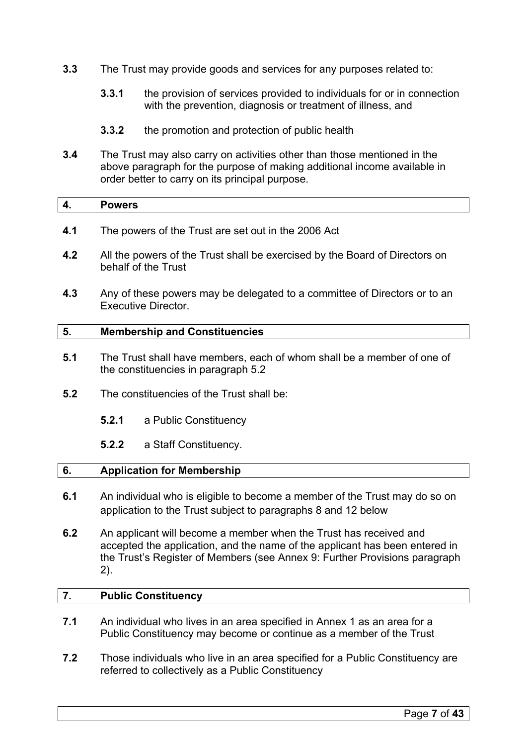**3.3** The Trust may provide goods and services for any purposes related to:

**3.3.1** the provision of services provided to individuals for or in connection with the prevention, diagnosis or treatment of illness, and

**3.3.2** the promotion and protection of public health

**3.4** The Trust may also carry on activities other than those mentioned in the above paragraph for the purpose of making additional income available in order better to carry on its principal purpose.

## 4. Powers

**4.1** The powers of the Trust are set out in the 2006 Act

**4.2** All the powers of the Trust shall be exercised by the Board of Directors on behalf of the Trust

**4.3** Any of these powers may be delegated to a committee of Directors or to an Executive Director.

## 5. Membership and Constituencies

**5.1** The Trust shall have members, each of whom shall be a member of one of the constituencies in paragraph 5.2

**5.2** The constituencies of the Trust shall be:

**5.2.1** a Public Constituency

**5.2.2** a Staff Constituency.

## 6. Application for Membership

**6.1** An individual who is eligible to become a member of the Trust may do so on application to the Trust subject to paragraphs 8 and 12 below

**6.2** An applicant will become a member when the Trust has received and accepted the application, and the name of the applicant has been entered in the Trust's Register of Members (see Annex 9: Further Provisions paragraph 2).

## 7. Public Constituency

**7.1** An individual who lives in an area specified in Annex 1 as an area for a Public Constituency may become or continue as a member of the Trust

**7.2** Those individuals who live in an area specified for a Public Constituency are referred to collectively as a Public Constituency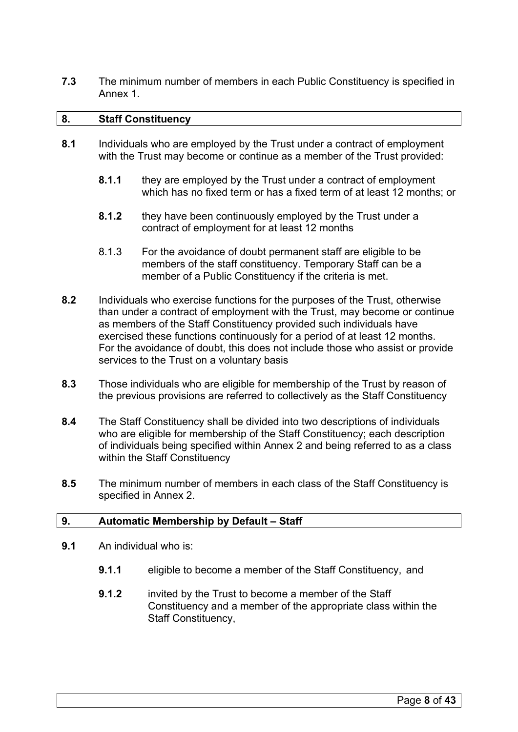**7.3** The minimum number of members in each Public Constituency is specified in Annex 1.

## 8. Staff Constituency

**8.1** Individuals who are employed by the Trust under a contract of employment with the Trust may become or continue as a member of the Trust provided:

> **8.1.1** they are employed by the Trust under a contract of employment which has no fixed term or has a fixed term of at least 12 months; or
>
> **8.1.2** they have been continuously employed by the Trust under a contract of employment for at least 12 months
>
> 8.1.3 For the avoidance of doubt permanent staff are eligible to be members of the staff constituency. Temporary Staff can be a member of a Public Constituency if the criteria is met.

**8.2** Individuals who exercise functions for the purposes of the Trust, otherwise than under a contract of employment with the Trust, may become or continue as members of the Staff Constituency provided such individuals have exercised these functions continuously for a period of at least 12 months. For the avoidance of doubt, this does not include those who assist or provide services to the Trust on a voluntary basis

**8.3** Those individuals who are eligible for membership of the Trust by reason of the previous provisions are referred to collectively as the Staff Constituency

**8.4** The Staff Constituency shall be divided into two descriptions of individuals who are eligible for membership of the Staff Constituency; each description of individuals being specified within Annex 2 and being referred to as a class within the Staff Constituency

**8.5** The minimum number of members in each class of the Staff Constituency is specified in Annex 2.

## 9. Automatic Membership by Default – Staff

**9.1** An individual who is:

> **9.1.1** eligible to become a member of the Staff Constituency, and
>
> **9.1.2** invited by the Trust to become a member of the Staff Constituency and a member of the appropriate class within the Staff Constituency,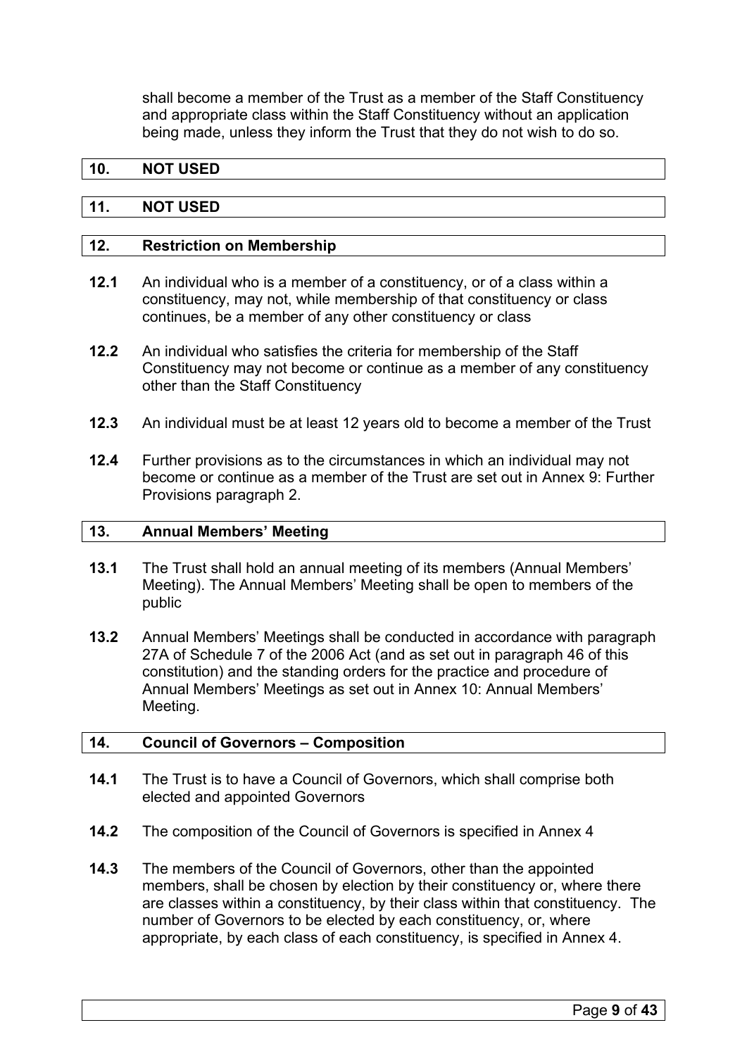shall become a member of the Trust as a member of the Staff Constituency and appropriate class within the Staff Constituency without an application being made, unless they inform the Trust that they do not wish to do so.

## 10. NOT USED

## 11. NOT USED

## 12. Restriction on Membership

**12.1** An individual who is a member of a constituency, or of a class within a constituency, may not, while membership of that constituency or class continues, be a member of any other constituency or class

**12.2** An individual who satisfies the criteria for membership of the Staff Constituency may not become or continue as a member of any constituency other than the Staff Constituency

**12.3** An individual must be at least 12 years old to become a member of the Trust

**12.4** Further provisions as to the circumstances in which an individual may not become or continue as a member of the Trust are set out in Annex 9: Further Provisions paragraph 2.

## 13. Annual Members' Meeting

**13.1** The Trust shall hold an annual meeting of its members (Annual Members' Meeting). The Annual Members' Meeting shall be open to members of the public

**13.2** Annual Members' Meetings shall be conducted in accordance with paragraph 27A of Schedule 7 of the 2006 Act (and as set out in paragraph 46 of this constitution) and the standing orders for the practice and procedure of Annual Members' Meetings as set out in Annex 10: Annual Members' Meeting.

## 14. Council of Governors – Composition

**14.1** The Trust is to have a Council of Governors, which shall comprise both elected and appointed Governors

**14.2** The composition of the Council of Governors is specified in Annex 4

**14.3** The members of the Council of Governors, other than the appointed members, shall be chosen by election by their constituency or, where there are classes within a constituency, by their class within that constituency. The number of Governors to be elected by each constituency, or, where appropriate, by each class of each constituency, is specified in Annex 4.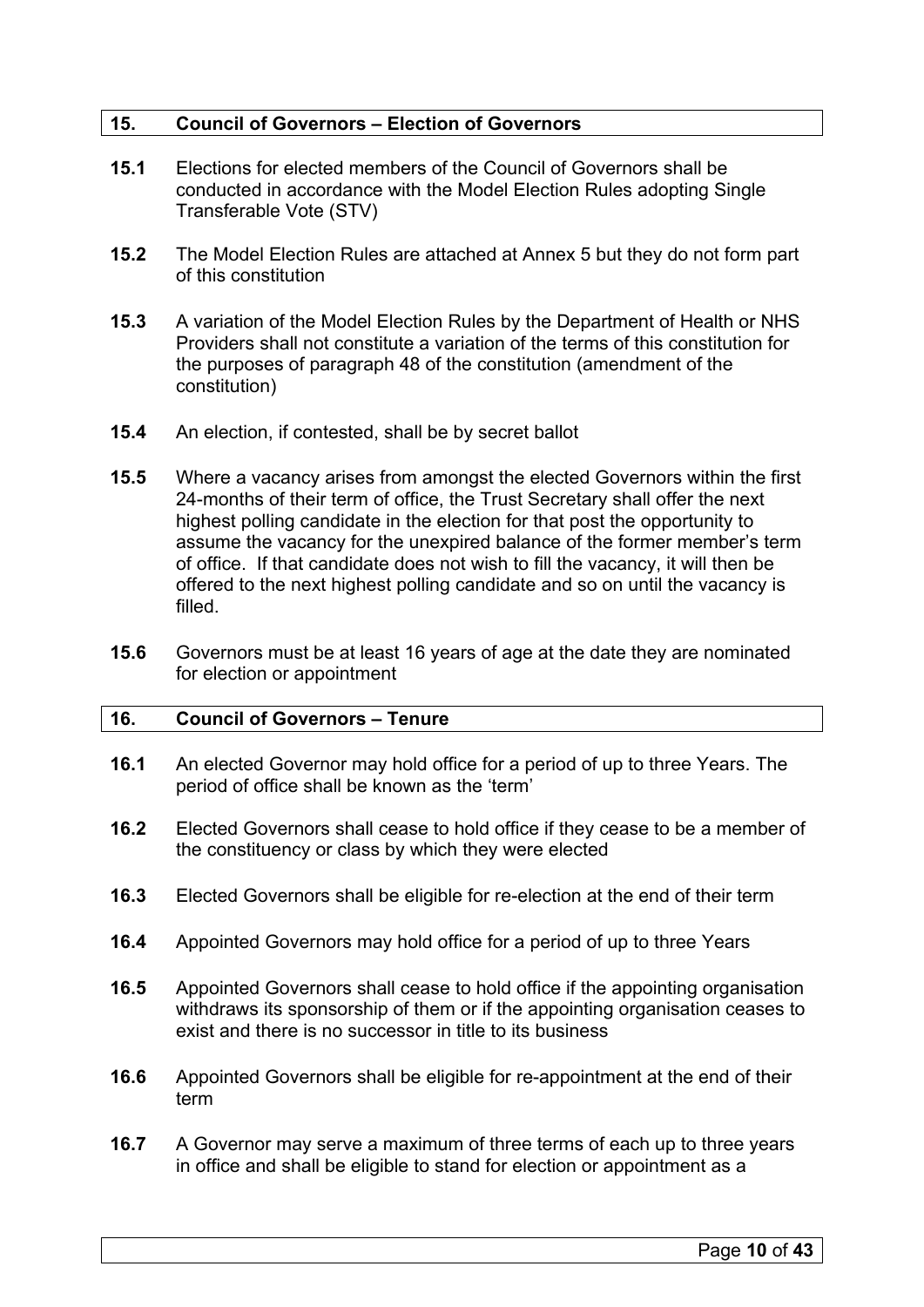## 15. Council of Governors – Election of Governors

**15.1** Elections for elected members of the Council of Governors shall be conducted in accordance with the Model Election Rules adopting Single Transferable Vote (STV)

**15.2** The Model Election Rules are attached at Annex 5 but they do not form part of this constitution

**15.3** A variation of the Model Election Rules by the Department of Health or NHS Providers shall not constitute a variation of the terms of this constitution for the purposes of paragraph 48 of the constitution (amendment of the constitution)

**15.4** An election, if contested, shall be by secret ballot

**15.5** Where a vacancy arises from amongst the elected Governors within the first 24-months of their term of office, the Trust Secretary shall offer the next highest polling candidate in the election for that post the opportunity to assume the vacancy for the unexpired balance of the former member's term of office. If that candidate does not wish to fill the vacancy, it will then be offered to the next highest polling candidate and so on until the vacancy is filled.

**15.6** Governors must be at least 16 years of age at the date they are nominated for election or appointment

## 16. Council of Governors – Tenure

**16.1** An elected Governor may hold office for a period of up to three Years. The period of office shall be known as the 'term'

**16.2** Elected Governors shall cease to hold office if they cease to be a member of the constituency or class by which they were elected

**16.3** Elected Governors shall be eligible for re-election at the end of their term

**16.4** Appointed Governors may hold office for a period of up to three Years

**16.5** Appointed Governors shall cease to hold office if the appointing organisation withdraws its sponsorship of them or if the appointing organisation ceases to exist and there is no successor in title to its business

**16.6** Appointed Governors shall be eligible for re-appointment at the end of their term

**16.7** A Governor may serve a maximum of three terms of each up to three years in office and shall be eligible to stand for election or appointment as a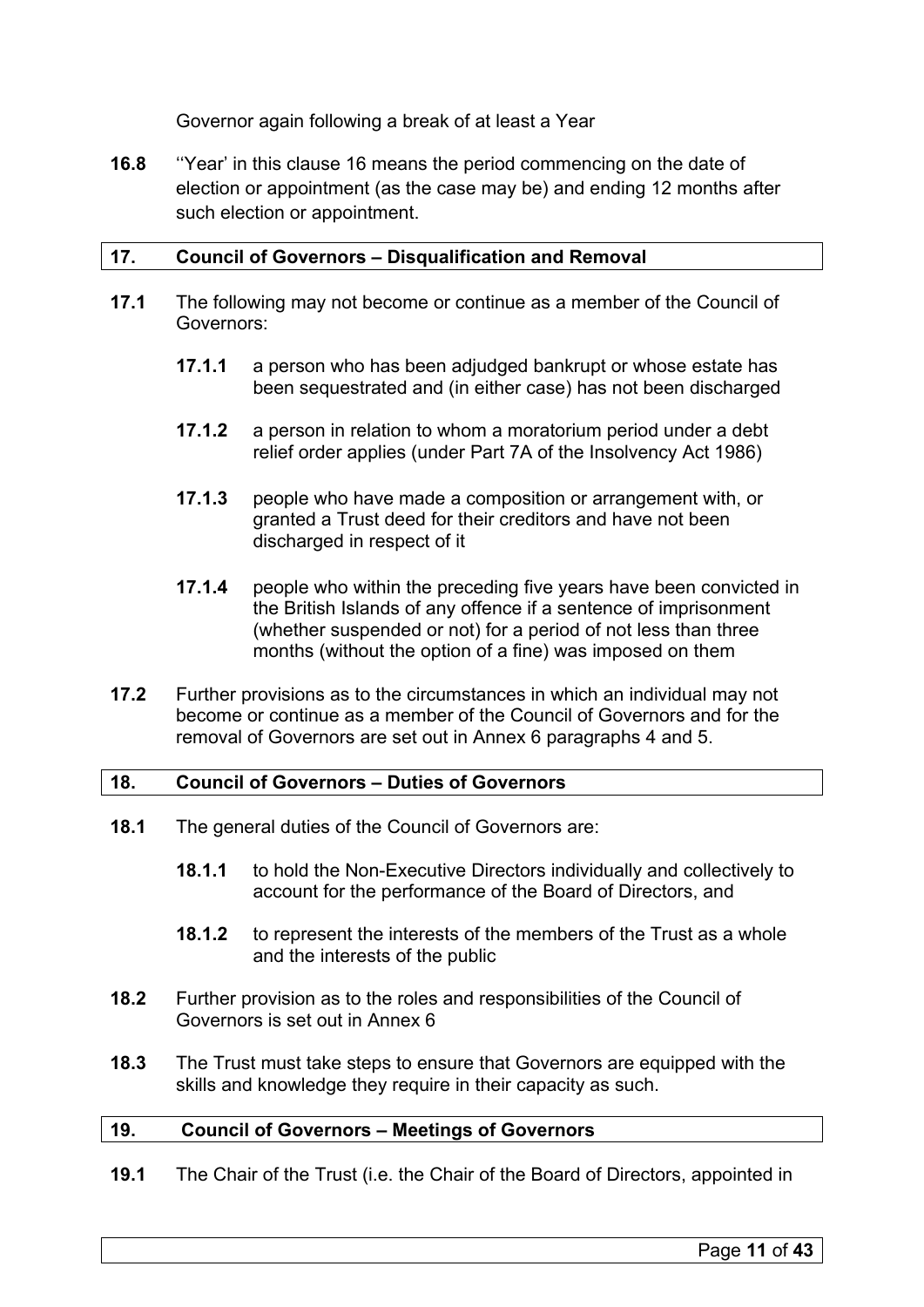Governor again following a break of at least a Year

**16.8** ''Year' in this clause 16 means the period commencing on the date of election or appointment (as the case may be) and ending 12 months after such election or appointment.

## 17. Council of Governors – Disqualification and Removal

**17.1** The following may not become or continue as a member of the Council of Governors:

- **17.1.1** a person who has been adjudged bankrupt or whose estate has been sequestrated and (in either case) has not been discharged
- **17.1.2** a person in relation to whom a moratorium period under a debt relief order applies (under Part 7A of the Insolvency Act 1986)
- **17.1.3** people who have made a composition or arrangement with, or granted a Trust deed for their creditors and have not been discharged in respect of it
- **17.1.4** people who within the preceding five years have been convicted in the British Islands of any offence if a sentence of imprisonment (whether suspended or not) for a period of not less than three months (without the option of a fine) was imposed on them

**17.2** Further provisions as to the circumstances in which an individual may not become or continue as a member of the Council of Governors and for the removal of Governors are set out in Annex 6 paragraphs 4 and 5.

## 18. Council of Governors – Duties of Governors

**18.1** The general duties of the Council of Governors are:

- **18.1.1** to hold the Non-Executive Directors individually and collectively to account for the performance of the Board of Directors, and
- **18.1.2** to represent the interests of the members of the Trust as a whole and the interests of the public

**18.2** Further provision as to the roles and responsibilities of the Council of Governors is set out in Annex 6

**18.3** The Trust must take steps to ensure that Governors are equipped with the skills and knowledge they require in their capacity as such.

## 19. Council of Governors – Meetings of Governors

**19.1** The Chair of the Trust (i.e. the Chair of the Board of Directors, appointed in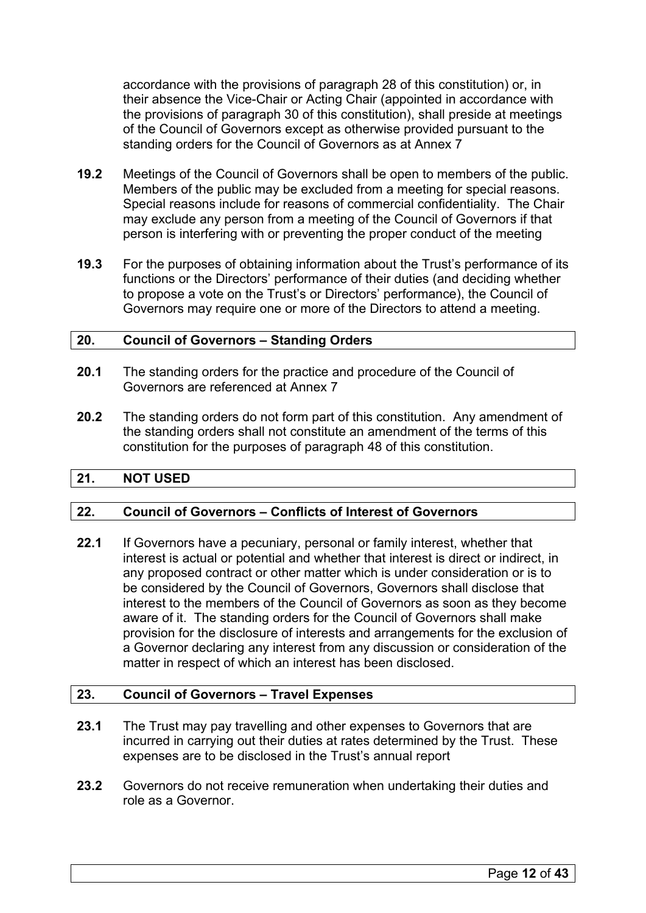accordance with the provisions of paragraph 28 of this constitution) or, in their absence the Vice-Chair or Acting Chair (appointed in accordance with the provisions of paragraph 30 of this constitution), shall preside at meetings of the Council of Governors except as otherwise provided pursuant to the standing orders for the Council of Governors as at Annex 7

**19.2** Meetings of the Council of Governors shall be open to members of the public. Members of the public may be excluded from a meeting for special reasons. Special reasons include for reasons of commercial confidentiality. The Chair may exclude any person from a meeting of the Council of Governors if that person is interfering with or preventing the proper conduct of the meeting

**19.3** For the purposes of obtaining information about the Trust's performance of its functions or the Directors' performance of their duties (and deciding whether to propose a vote on the Trust's or Directors' performance), the Council of Governors may require one or more of the Directors to attend a meeting.

## 20. Council of Governors – Standing Orders

**20.1** The standing orders for the practice and procedure of the Council of Governors are referenced at Annex 7

**20.2** The standing orders do not form part of this constitution. Any amendment of the standing orders shall not constitute an amendment of the terms of this constitution for the purposes of paragraph 48 of this constitution.

## 21. NOT USED

## 22. Council of Governors – Conflicts of Interest of Governors

**22.1** If Governors have a pecuniary, personal or family interest, whether that interest is actual or potential and whether that interest is direct or indirect, in any proposed contract or other matter which is under consideration or is to be considered by the Council of Governors, Governors shall disclose that interest to the members of the Council of Governors as soon as they become aware of it. The standing orders for the Council of Governors shall make provision for the disclosure of interests and arrangements for the exclusion of a Governor declaring any interest from any discussion or consideration of the matter in respect of which an interest has been disclosed.

## 23. Council of Governors – Travel Expenses

**23.1** The Trust may pay travelling and other expenses to Governors that are incurred in carrying out their duties at rates determined by the Trust. These expenses are to be disclosed in the Trust's annual report

**23.2** Governors do not receive remuneration when undertaking their duties and role as a Governor.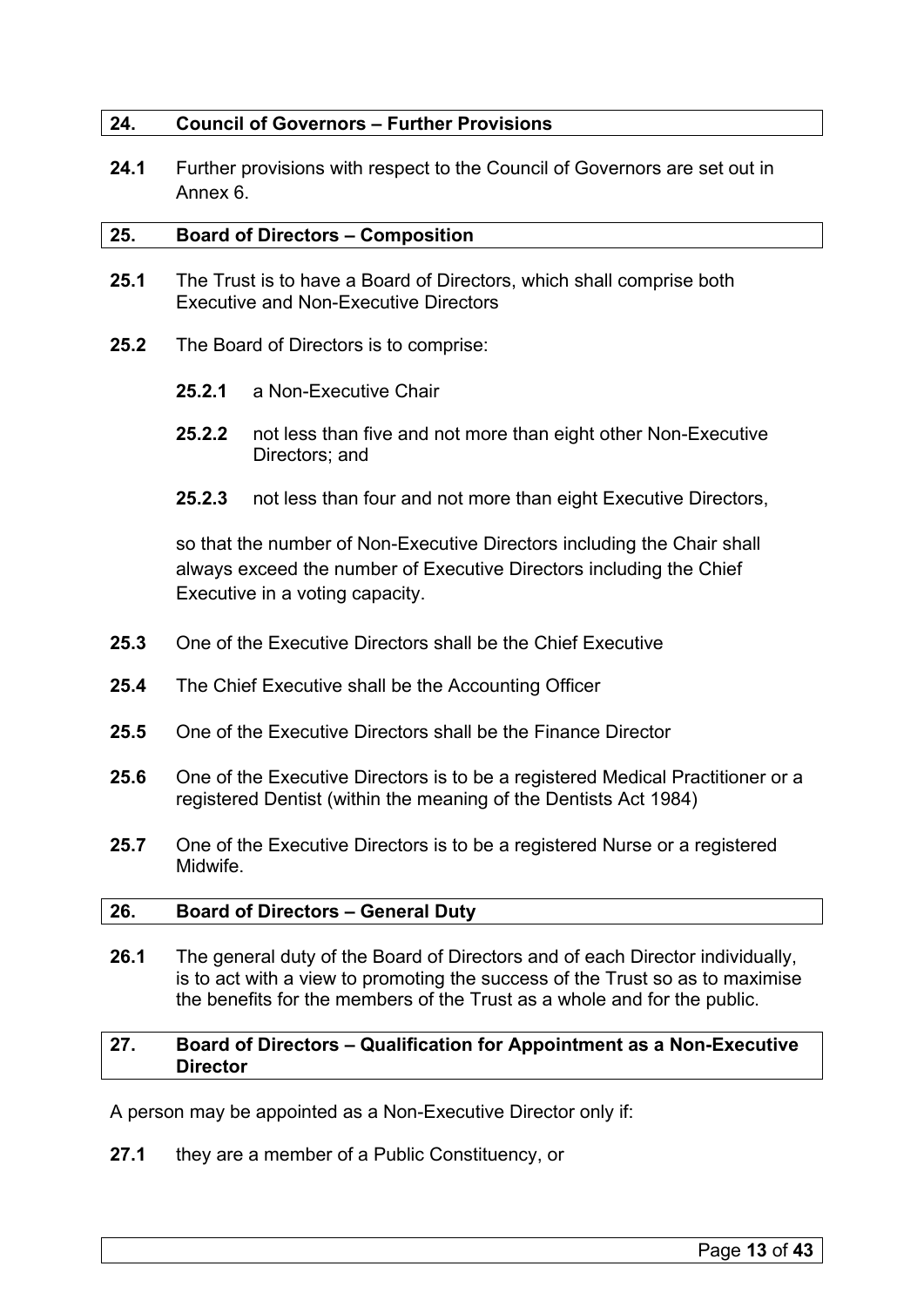## 24. Council of Governors – Further Provisions

**24.1** Further provisions with respect to the Council of Governors are set out in Annex 6.

## 25. Board of Directors – Composition

**25.1** The Trust is to have a Board of Directors, which shall comprise both Executive and Non-Executive Directors

**25.2** The Board of Directors is to comprise:

**25.2.1** a Non-Executive Chair

**25.2.2** not less than five and not more than eight other Non-Executive Directors; and

**25.2.3** not less than four and not more than eight Executive Directors,

so that the number of Non-Executive Directors including the Chair shall always exceed the number of Executive Directors including the Chief Executive in a voting capacity.

**25.3** One of the Executive Directors shall be the Chief Executive

**25.4** The Chief Executive shall be the Accounting Officer

**25.5** One of the Executive Directors shall be the Finance Director

**25.6** One of the Executive Directors is to be a registered Medical Practitioner or a registered Dentist (within the meaning of the Dentists Act 1984)

**25.7** One of the Executive Directors is to be a registered Nurse or a registered Midwife.

## 26. Board of Directors – General Duty

**26.1** The general duty of the Board of Directors and of each Director individually, is to act with a view to promoting the success of the Trust so as to maximise the benefits for the members of the Trust as a whole and for the public.

## 27. Board of Directors – Qualification for Appointment as a Non-Executive Director

A person may be appointed as a Non-Executive Director only if:

**27.1** they are a member of a Public Constituency, or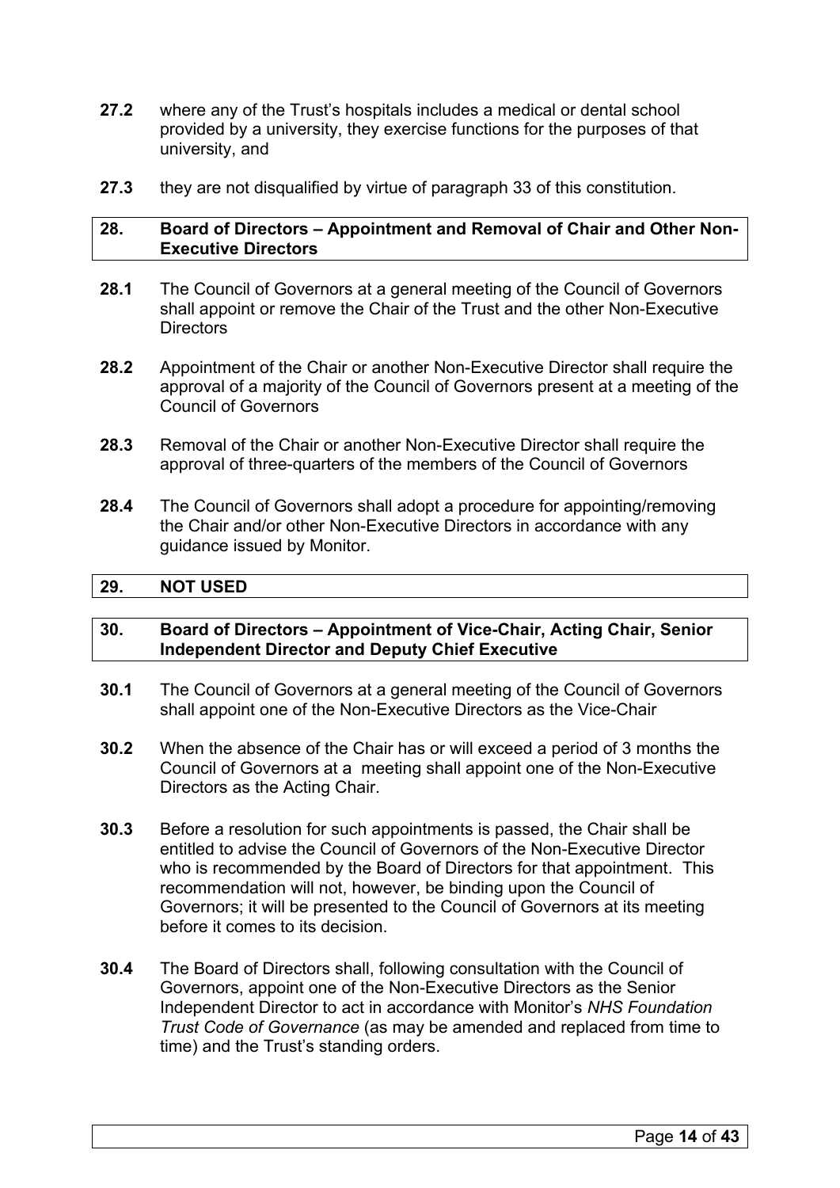**27.2** where any of the Trust's hospitals includes a medical or dental school provided by a university, they exercise functions for the purposes of that university, and

**27.3** they are not disqualified by virtue of paragraph 33 of this constitution.

## 28. Board of Directors – Appointment and Removal of Chair and Other Non-Executive Directors

**28.1** The Council of Governors at a general meeting of the Council of Governors shall appoint or remove the Chair of the Trust and the other Non-Executive Directors

**28.2** Appointment of the Chair or another Non-Executive Director shall require the approval of a majority of the Council of Governors present at a meeting of the Council of Governors

**28.3** Removal of the Chair or another Non-Executive Director shall require the approval of three-quarters of the members of the Council of Governors

**28.4** The Council of Governors shall adopt a procedure for appointing/removing the Chair and/or other Non-Executive Directors in accordance with any guidance issued by Monitor.

## 29. NOT USED

## 30. Board of Directors – Appointment of Vice-Chair, Acting Chair, Senior Independent Director and Deputy Chief Executive

**30.1** The Council of Governors at a general meeting of the Council of Governors shall appoint one of the Non-Executive Directors as the Vice-Chair

**30.2** When the absence of the Chair has or will exceed a period of 3 months the Council of Governors at a meeting shall appoint one of the Non-Executive Directors as the Acting Chair.

**30.3** Before a resolution for such appointments is passed, the Chair shall be entitled to advise the Council of Governors of the Non-Executive Director who is recommended by the Board of Directors for that appointment. This recommendation will not, however, be binding upon the Council of Governors; it will be presented to the Council of Governors at its meeting before it comes to its decision.

**30.4** The Board of Directors shall, following consultation with the Council of Governors, appoint one of the Non-Executive Directors as the Senior Independent Director to act in accordance with Monitor's *NHS Foundation Trust Code of Governance* (as may be amended and replaced from time to time) and the Trust's standing orders.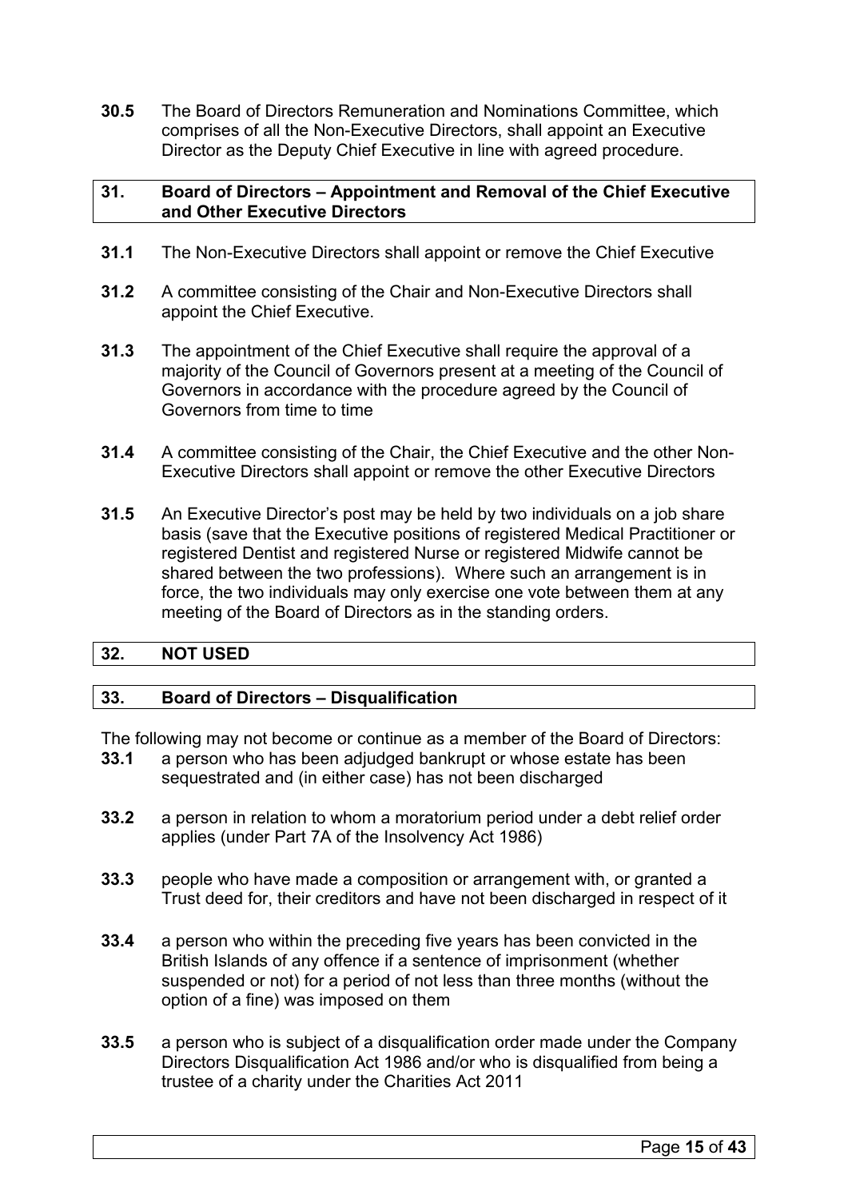**30.5** The Board of Directors Remuneration and Nominations Committee, which comprises of all the Non-Executive Directors, shall appoint an Executive Director as the Deputy Chief Executive in line with agreed procedure.

## 31. Board of Directors – Appointment and Removal of the Chief Executive and Other Executive Directors

**31.1** The Non-Executive Directors shall appoint or remove the Chief Executive

**31.2** A committee consisting of the Chair and Non-Executive Directors shall appoint the Chief Executive.

**31.3** The appointment of the Chief Executive shall require the approval of a majority of the Council of Governors present at a meeting of the Council of Governors in accordance with the procedure agreed by the Council of Governors from time to time

**31.4** A committee consisting of the Chair, the Chief Executive and the other Non-Executive Directors shall appoint or remove the other Executive Directors

**31.5** An Executive Director's post may be held by two individuals on a job share basis (save that the Executive positions of registered Medical Practitioner or registered Dentist and registered Nurse or registered Midwife cannot be shared between the two professions). Where such an arrangement is in force, the two individuals may only exercise one vote between them at any meeting of the Board of Directors as in the standing orders.

## 32. NOT USED

## 33. Board of Directors – Disqualification

The following may not become or continue as a member of the Board of Directors:

**33.1** a person who has been adjudged bankrupt or whose estate has been sequestrated and (in either case) has not been discharged

**33.2** a person in relation to whom a moratorium period under a debt relief order applies (under Part 7A of the Insolvency Act 1986)

**33.3** people who have made a composition or arrangement with, or granted a Trust deed for, their creditors and have not been discharged in respect of it

**33.4** a person who within the preceding five years has been convicted in the British Islands of any offence if a sentence of imprisonment (whether suspended or not) for a period of not less than three months (without the option of a fine) was imposed on them

**33.5** a person who is subject of a disqualification order made under the Company Directors Disqualification Act 1986 and/or who is disqualified from being a trustee of a charity under the Charities Act 2011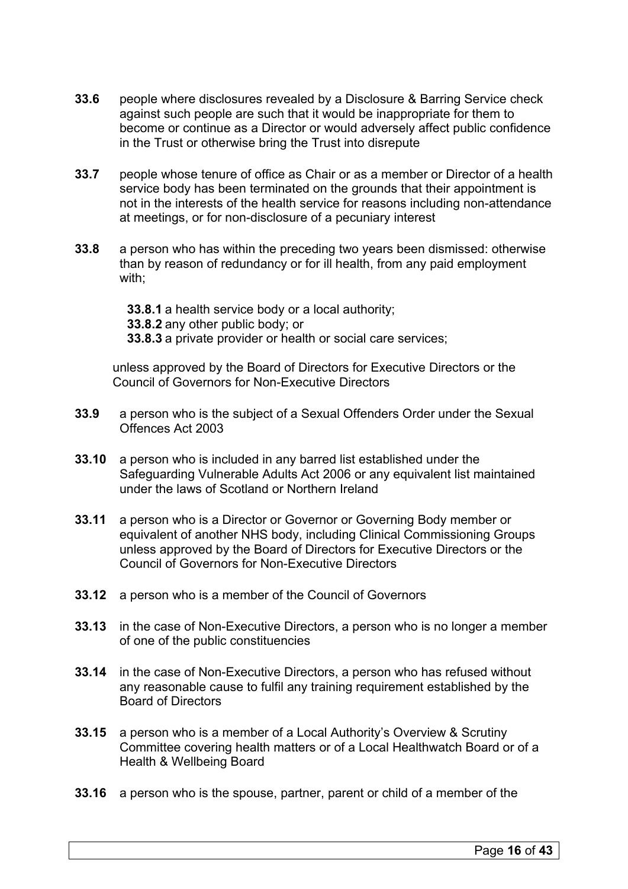**33.6** people where disclosures revealed by a Disclosure & Barring Service check against such people are such that it would be inappropriate for them to become or continue as a Director or would adversely affect public confidence in the Trust or otherwise bring the Trust into disrepute

**33.7** people whose tenure of office as Chair or as a member or Director of a health service body has been terminated on the grounds that their appointment is not in the interests of the health service for reasons including non-attendance at meetings, or for non-disclosure of a pecuniary interest

**33.8** a person who has within the preceding two years been dismissed: otherwise than by reason of redundancy or for ill health, from any paid employment with;

> **33.8.1** a health service body or a local authority;
> **33.8.2** any other public body; or
> **33.8.3** a private provider or health or social care services;

unless approved by the Board of Directors for Executive Directors or the Council of Governors for Non-Executive Directors

**33.9** a person who is the subject of a Sexual Offenders Order under the Sexual Offences Act 2003

**33.10** a person who is included in any barred list established under the Safeguarding Vulnerable Adults Act 2006 or any equivalent list maintained under the laws of Scotland or Northern Ireland

**33.11** a person who is a Director or Governor or Governing Body member or equivalent of another NHS body, including Clinical Commissioning Groups unless approved by the Board of Directors for Executive Directors or the Council of Governors for Non-Executive Directors

**33.12** a person who is a member of the Council of Governors

**33.13** in the case of Non-Executive Directors, a person who is no longer a member of one of the public constituencies

**33.14** in the case of Non-Executive Directors, a person who has refused without any reasonable cause to fulfil any training requirement established by the Board of Directors

**33.15** a person who is a member of a Local Authority's Overview & Scrutiny Committee covering health matters or of a Local Healthwatch Board or of a Health & Wellbeing Board

**33.16** a person who is the spouse, partner, parent or child of a member of the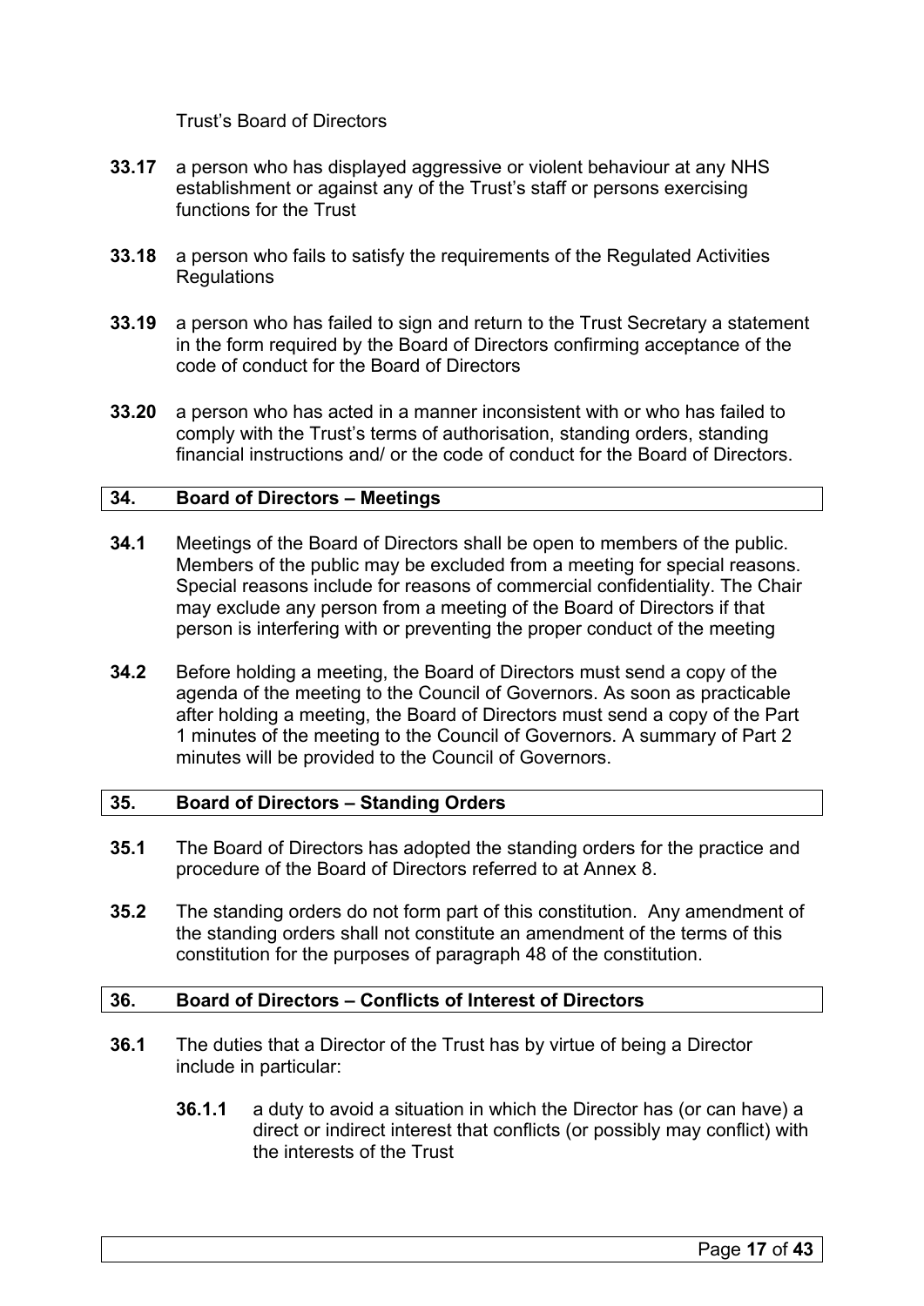Trust's Board of Directors

**33.17** a person who has displayed aggressive or violent behaviour at any NHS establishment or against any of the Trust's staff or persons exercising functions for the Trust

**33.18** a person who fails to satisfy the requirements of the Regulated Activities Regulations

**33.19** a person who has failed to sign and return to the Trust Secretary a statement in the form required by the Board of Directors confirming acceptance of the code of conduct for the Board of Directors

**33.20** a person who has acted in a manner inconsistent with or who has failed to comply with the Trust's terms of authorisation, standing orders, standing financial instructions and/ or the code of conduct for the Board of Directors.

## 34. Board of Directors – Meetings

**34.1** Meetings of the Board of Directors shall be open to members of the public. Members of the public may be excluded from a meeting for special reasons. Special reasons include for reasons of commercial confidentiality. The Chair may exclude any person from a meeting of the Board of Directors if that person is interfering with or preventing the proper conduct of the meeting

**34.2** Before holding a meeting, the Board of Directors must send a copy of the agenda of the meeting to the Council of Governors. As soon as practicable after holding a meeting, the Board of Directors must send a copy of the Part 1 minutes of the meeting to the Council of Governors. A summary of Part 2 minutes will be provided to the Council of Governors.

## 35. Board of Directors – Standing Orders

**35.1** The Board of Directors has adopted the standing orders for the practice and procedure of the Board of Directors referred to at Annex 8.

**35.2** The standing orders do not form part of this constitution. Any amendment of the standing orders shall not constitute an amendment of the terms of this constitution for the purposes of paragraph 48 of the constitution.

## 36. Board of Directors – Conflicts of Interest of Directors

**36.1** The duties that a Director of the Trust has by virtue of being a Director include in particular:

**36.1.1** a duty to avoid a situation in which the Director has (or can have) a direct or indirect interest that conflicts (or possibly may conflict) with the interests of the Trust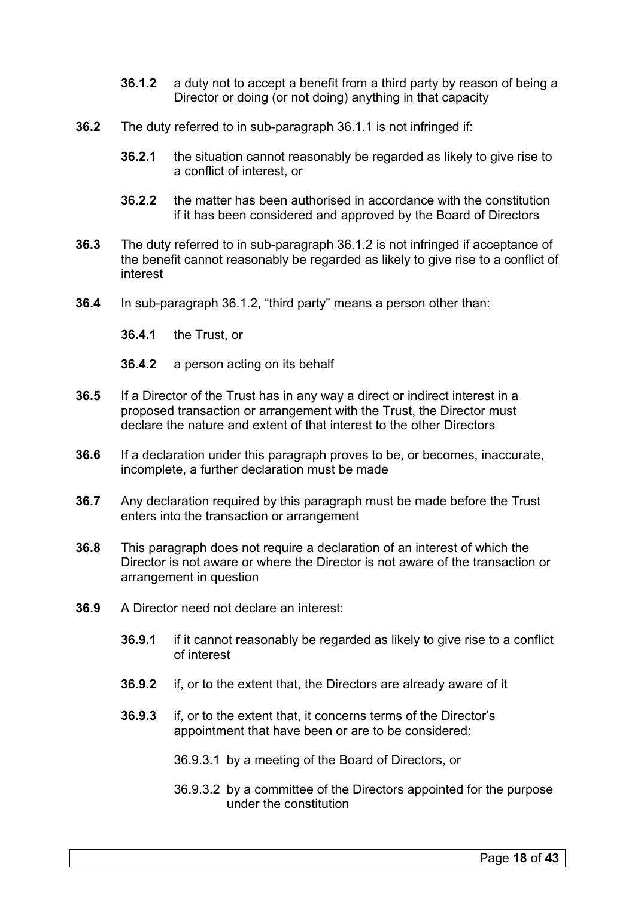**36.1.2** a duty not to accept a benefit from a third party by reason of being a Director or doing (or not doing) anything in that capacity

**36.2** The duty referred to in sub-paragraph 36.1.1 is not infringed if:

**36.2.1** the situation cannot reasonably be regarded as likely to give rise to a conflict of interest, or

**36.2.2** the matter has been authorised in accordance with the constitution if it has been considered and approved by the Board of Directors

**36.3** The duty referred to in sub-paragraph 36.1.2 is not infringed if acceptance of the benefit cannot reasonably be regarded as likely to give rise to a conflict of interest

**36.4** In sub-paragraph 36.1.2, "third party" means a person other than:

**36.4.1** the Trust, or

**36.4.2** a person acting on its behalf

**36.5** If a Director of the Trust has in any way a direct or indirect interest in a proposed transaction or arrangement with the Trust, the Director must declare the nature and extent of that interest to the other Directors

**36.6** If a declaration under this paragraph proves to be, or becomes, inaccurate, incomplete, a further declaration must be made

**36.7** Any declaration required by this paragraph must be made before the Trust enters into the transaction or arrangement

**36.8** This paragraph does not require a declaration of an interest of which the Director is not aware or where the Director is not aware of the transaction or arrangement in question

**36.9** A Director need not declare an interest:

**36.9.1** if it cannot reasonably be regarded as likely to give rise to a conflict of interest

**36.9.2** if, or to the extent that, the Directors are already aware of it

**36.9.3** if, or to the extent that, it concerns terms of the Director's appointment that have been or are to be considered:

36.9.3.1 by a meeting of the Board of Directors, or

36.9.3.2 by a committee of the Directors appointed for the purpose under the constitution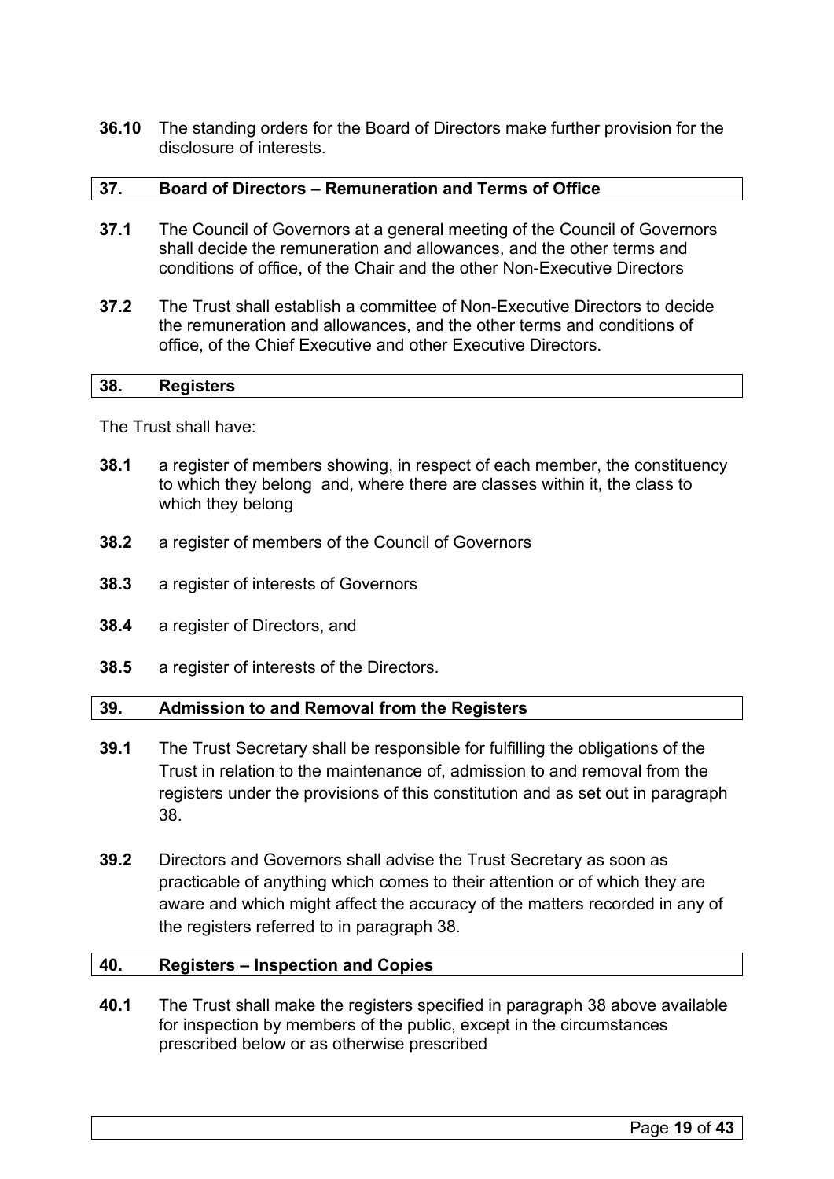**36.10** The standing orders for the Board of Directors make further provision for the disclosure of interests.

## 37. Board of Directors – Remuneration and Terms of Office

**37.1** The Council of Governors at a general meeting of the Council of Governors shall decide the remuneration and allowances, and the other terms and conditions of office, of the Chair and the other Non-Executive Directors

**37.2** The Trust shall establish a committee of Non-Executive Directors to decide the remuneration and allowances, and the other terms and conditions of office, of the Chief Executive and other Executive Directors.

## 38. Registers

The Trust shall have:

**38.1** a register of members showing, in respect of each member, the constituency to which they belong and, where there are classes within it, the class to which they belong

**38.2** a register of members of the Council of Governors

**38.3** a register of interests of Governors

**38.4** a register of Directors, and

**38.5** a register of interests of the Directors.

## 39. Admission to and Removal from the Registers

**39.1** The Trust Secretary shall be responsible for fulfilling the obligations of the Trust in relation to the maintenance of, admission to and removal from the registers under the provisions of this constitution and as set out in paragraph 38.

**39.2** Directors and Governors shall advise the Trust Secretary as soon as practicable of anything which comes to their attention or of which they are aware and which might affect the accuracy of the matters recorded in any of the registers referred to in paragraph 38.

## 40. Registers – Inspection and Copies

**40.1** The Trust shall make the registers specified in paragraph 38 above available for inspection by members of the public, except in the circumstances prescribed below or as otherwise prescribed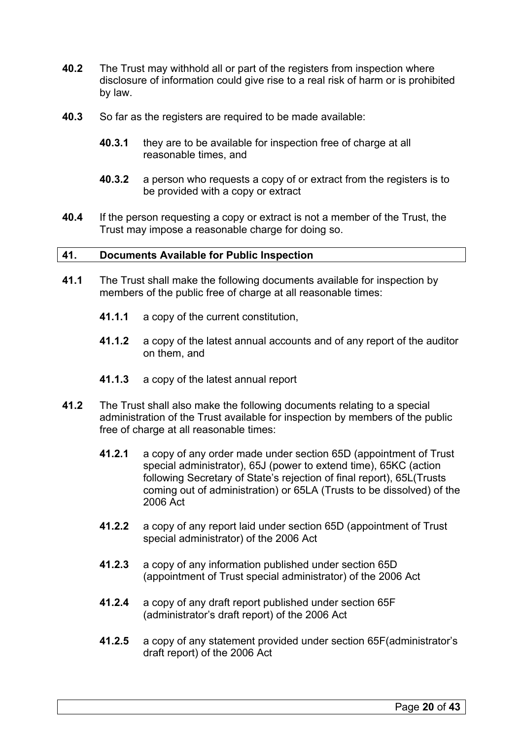**40.2** The Trust may withhold all or part of the registers from inspection where disclosure of information could give rise to a real risk of harm or is prohibited by law.

**40.3** So far as the registers are required to be made available:

- **40.3.1** they are to be available for inspection free of charge at all reasonable times, and
- **40.3.2** a person who requests a copy of or extract from the registers is to be provided with a copy or extract

**40.4** If the person requesting a copy or extract is not a member of the Trust, the Trust may impose a reasonable charge for doing so.

## 41. Documents Available for Public Inspection

**41.1** The Trust shall make the following documents available for inspection by members of the public free of charge at all reasonable times:

- **41.1.1** a copy of the current constitution,
- **41.1.2** a copy of the latest annual accounts and of any report of the auditor on them, and
- **41.1.3** a copy of the latest annual report

**41.2** The Trust shall also make the following documents relating to a special administration of the Trust available for inspection by members of the public free of charge at all reasonable times:

- **41.2.1** a copy of any order made under section 65D (appointment of Trust special administrator), 65J (power to extend time), 65KC (action following Secretary of State's rejection of final report), 65L(Trusts coming out of administration) or 65LA (Trusts to be dissolved) of the 2006 Act
- **41.2.2** a copy of any report laid under section 65D (appointment of Trust special administrator) of the 2006 Act
- **41.2.3** a copy of any information published under section 65D (appointment of Trust special administrator) of the 2006 Act
- **41.2.4** a copy of any draft report published under section 65F (administrator's draft report) of the 2006 Act
- **41.2.5** a copy of any statement provided under section 65F(administrator's draft report) of the 2006 Act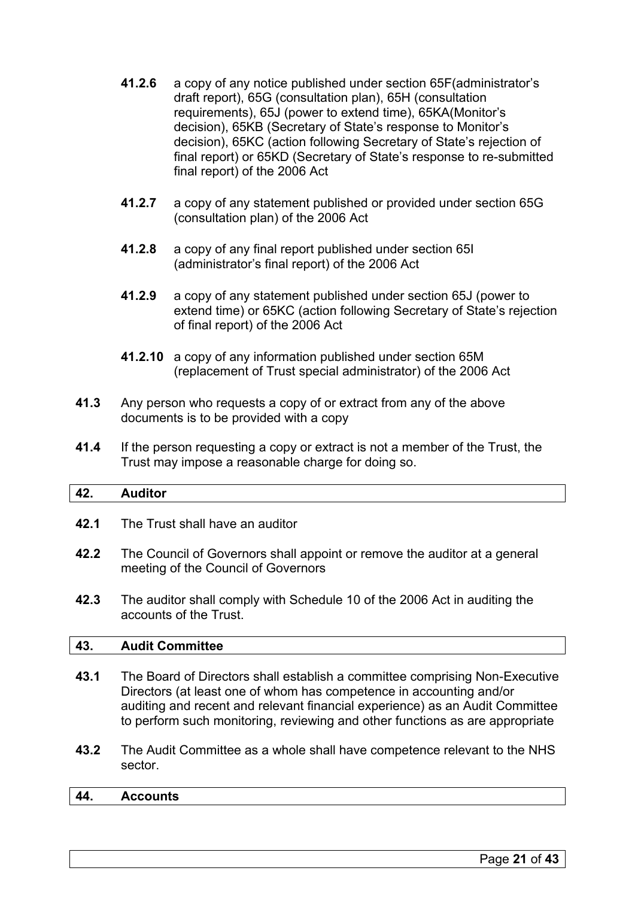**41.2.6** a copy of any notice published under section 65F(administrator's draft report), 65G (consultation plan), 65H (consultation requirements), 65J (power to extend time), 65KA(Monitor's decision), 65KB (Secretary of State's response to Monitor's decision), 65KC (action following Secretary of State's rejection of final report) or 65KD (Secretary of State's response to re-submitted final report) of the 2006 Act

**41.2.7** a copy of any statement published or provided under section 65G (consultation plan) of the 2006 Act

**41.2.8** a copy of any final report published under section 65I (administrator's final report) of the 2006 Act

**41.2.9** a copy of any statement published under section 65J (power to extend time) or 65KC (action following Secretary of State's rejection of final report) of the 2006 Act

**41.2.10** a copy of any information published under section 65M (replacement of Trust special administrator) of the 2006 Act

**41.3** Any person who requests a copy of or extract from any of the above documents is to be provided with a copy

**41.4** If the person requesting a copy or extract is not a member of the Trust, the Trust may impose a reasonable charge for doing so.

## 42. Auditor

**42.1** The Trust shall have an auditor

**42.2** The Council of Governors shall appoint or remove the auditor at a general meeting of the Council of Governors

**42.3** The auditor shall comply with Schedule 10 of the 2006 Act in auditing the accounts of the Trust.

## 43. Audit Committee

**43.1** The Board of Directors shall establish a committee comprising Non-Executive Directors (at least one of whom has competence in accounting and/or auditing and recent and relevant financial experience) as an Audit Committee to perform such monitoring, reviewing and other functions as are appropriate

**43.2** The Audit Committee as a whole shall have competence relevant to the NHS sector.

## 44. Accounts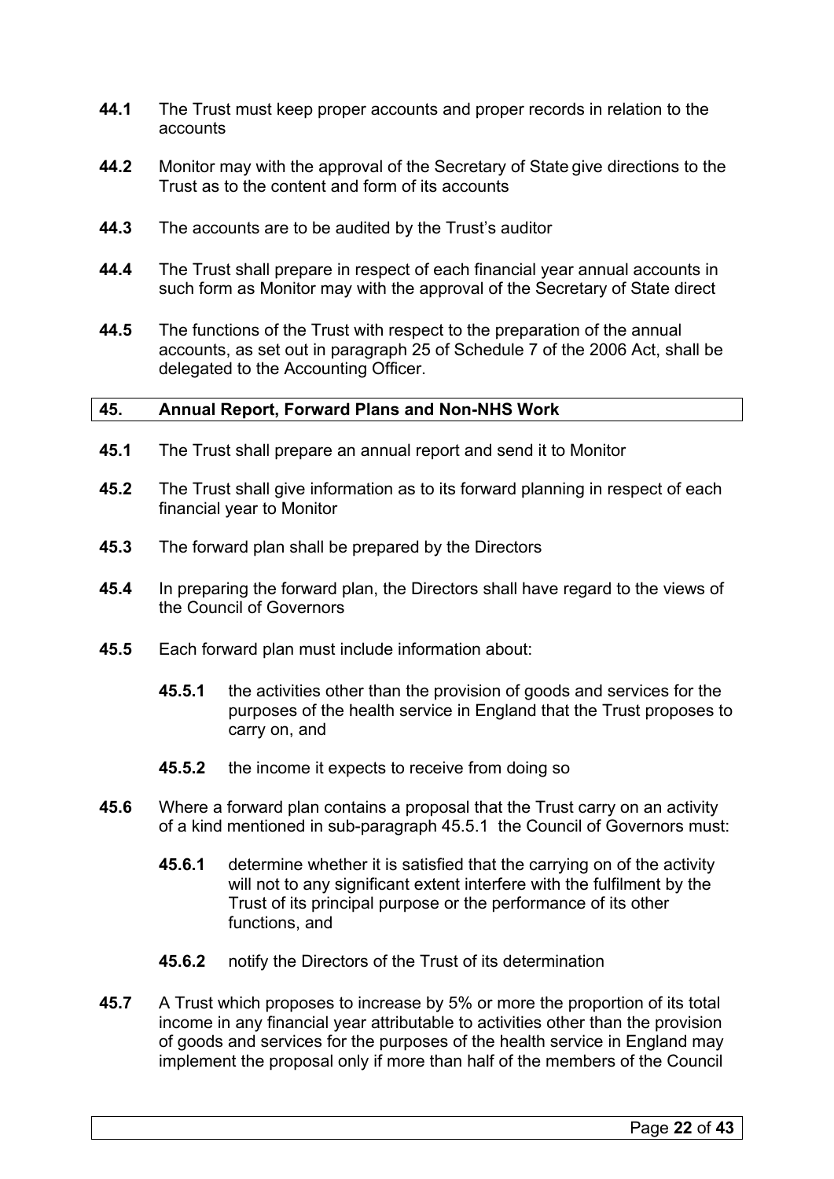**44.1** The Trust must keep proper accounts and proper records in relation to the accounts

**44.2** Monitor may with the approval of the Secretary of State give directions to the Trust as to the content and form of its accounts

**44.3** The accounts are to be audited by the Trust's auditor

**44.4** The Trust shall prepare in respect of each financial year annual accounts in such form as Monitor may with the approval of the Secretary of State direct

**44.5** The functions of the Trust with respect to the preparation of the annual accounts, as set out in paragraph 25 of Schedule 7 of the 2006 Act, shall be delegated to the Accounting Officer.

## 45. Annual Report, Forward Plans and Non-NHS Work

**45.1** The Trust shall prepare an annual report and send it to Monitor

**45.2** The Trust shall give information as to its forward planning in respect of each financial year to Monitor

**45.3** The forward plan shall be prepared by the Directors

**45.4** In preparing the forward plan, the Directors shall have regard to the views of the Council of Governors

**45.5** Each forward plan must include information about:

- **45.5.1** the activities other than the provision of goods and services for the purposes of the health service in England that the Trust proposes to carry on, and

- **45.5.2** the income it expects to receive from doing so

**45.6** Where a forward plan contains a proposal that the Trust carry on an activity of a kind mentioned in sub-paragraph 45.5.1 the Council of Governors must:

- **45.6.1** determine whether it is satisfied that the carrying on of the activity will not to any significant extent interfere with the fulfilment by the Trust of its principal purpose or the performance of its other functions, and

- **45.6.2** notify the Directors of the Trust of its determination

**45.7** A Trust which proposes to increase by 5% or more the proportion of its total income in any financial year attributable to activities other than the provision of goods and services for the purposes of the health service in England may implement the proposal only if more than half of the members of the Council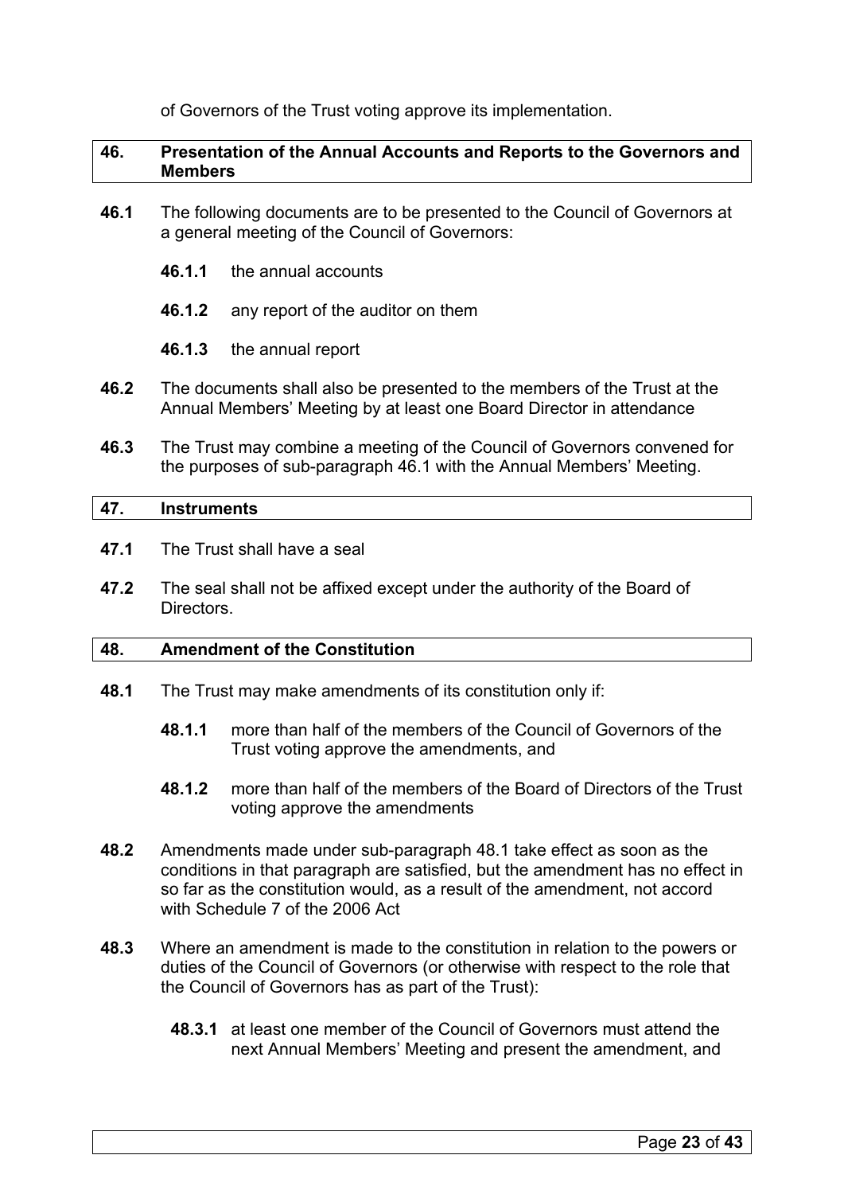of Governors of the Trust voting approve its implementation.

## 46. Presentation of the Annual Accounts and Reports to the Governors and Members

**46.1** The following documents are to be presented to the Council of Governors at a general meeting of the Council of Governors:

**46.1.1** the annual accounts

**46.1.2** any report of the auditor on them

**46.1.3** the annual report

**46.2** The documents shall also be presented to the members of the Trust at the Annual Members' Meeting by at least one Board Director in attendance

**46.3** The Trust may combine a meeting of the Council of Governors convened for the purposes of sub-paragraph 46.1 with the Annual Members' Meeting.

## 47. Instruments

**47.1** The Trust shall have a seal

**47.2** The seal shall not be affixed except under the authority of the Board of Directors.

## 48. Amendment of the Constitution

**48.1** The Trust may make amendments of its constitution only if:

**48.1.1** more than half of the members of the Council of Governors of the Trust voting approve the amendments, and

**48.1.2** more than half of the members of the Board of Directors of the Trust voting approve the amendments

**48.2** Amendments made under sub-paragraph 48.1 take effect as soon as the conditions in that paragraph are satisfied, but the amendment has no effect in so far as the constitution would, as a result of the amendment, not accord with Schedule 7 of the 2006 Act

**48.3** Where an amendment is made to the constitution in relation to the powers or duties of the Council of Governors (or otherwise with respect to the role that the Council of Governors has as part of the Trust):

**48.3.1** at least one member of the Council of Governors must attend the next Annual Members' Meeting and present the amendment, and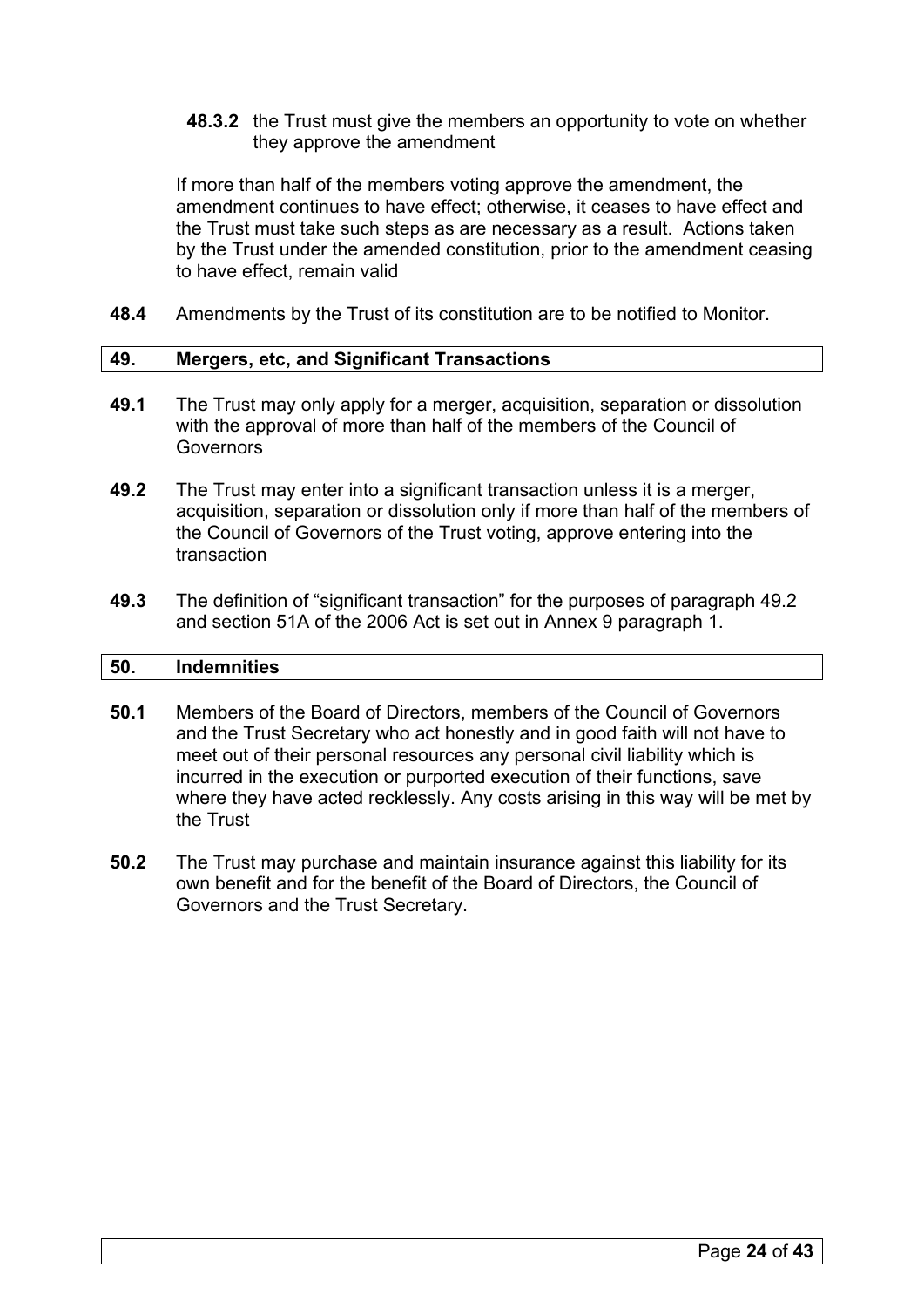**48.3.2** the Trust must give the members an opportunity to vote on whether they approve the amendment

If more than half of the members voting approve the amendment, the amendment continues to have effect; otherwise, it ceases to have effect and the Trust must take such steps as are necessary as a result. Actions taken by the Trust under the amended constitution, prior to the amendment ceasing to have effect, remain valid

**48.4** Amendments by the Trust of its constitution are to be notified to Monitor.

## 49. Mergers, etc, and Significant Transactions

**49.1** The Trust may only apply for a merger, acquisition, separation or dissolution with the approval of more than half of the members of the Council of Governors

**49.2** The Trust may enter into a significant transaction unless it is a merger, acquisition, separation or dissolution only if more than half of the members of the Council of Governors of the Trust voting, approve entering into the transaction

**49.3** The definition of "significant transaction" for the purposes of paragraph 49.2 and section 51A of the 2006 Act is set out in Annex 9 paragraph 1.

## 50. Indemnities

**50.1** Members of the Board of Directors, members of the Council of Governors and the Trust Secretary who act honestly and in good faith will not have to meet out of their personal resources any personal civil liability which is incurred in the execution or purported execution of their functions, save where they have acted recklessly. Any costs arising in this way will be met by the Trust

**50.2** The Trust may purchase and maintain insurance against this liability for its own benefit and for the benefit of the Board of Directors, the Council of Governors and the Trust Secretary.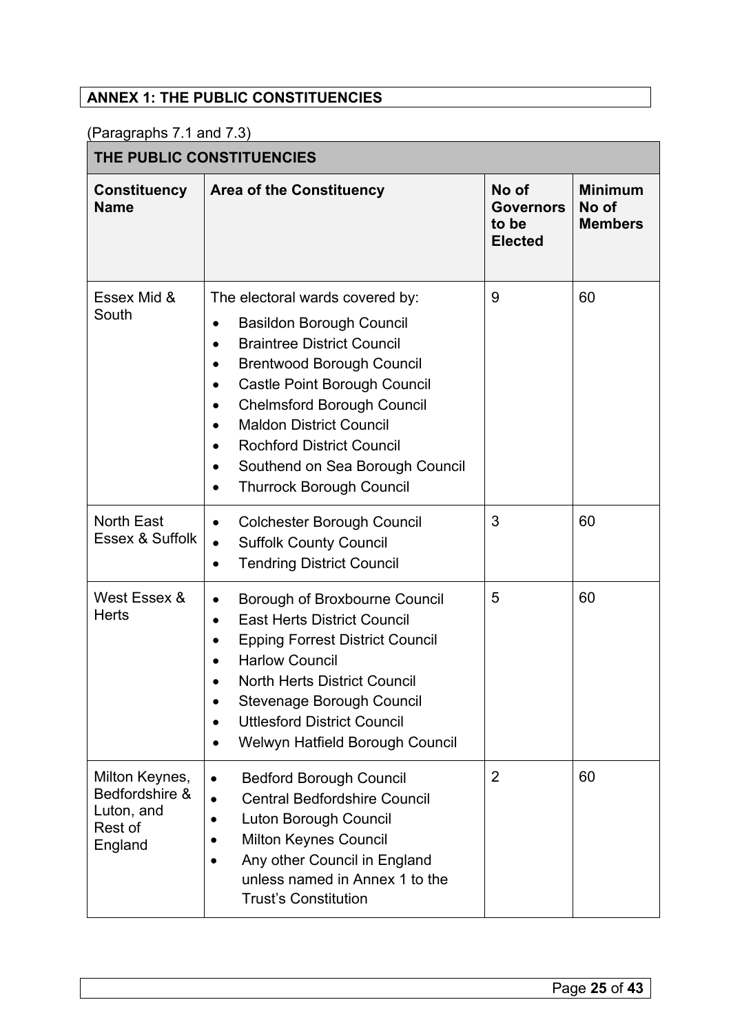## ANNEX 1: THE PUBLIC CONSTITUENCIES

(Paragraphs 7.1 and 7.3)

| THE PUBLIC CONSTITUENCIES | | | |
|---|---|---|---|
| **Constituency Name** | **Area of the Constituency** | **No of Governors to be Elected** | **Minimum No of Members** |
| Essex Mid & South | The electoral wards covered by:<br>• Basildon Borough Council<br>• Braintree District Council<br>• Brentwood Borough Council<br>• Castle Point Borough Council<br>• Chelmsford Borough Council<br>• Maldon District Council<br>• Rochford District Council<br>• Southend on Sea Borough Council<br>• Thurrock Borough Council | 9 | 60 |
| North East Essex & Suffolk | • Colchester Borough Council<br>• Suffolk County Council<br>• Tendring District Council | 3 | 60 |
| West Essex & Herts | • Borough of Broxbourne Council<br>• East Herts District Council<br>• Epping Forrest District Council<br>• Harlow Council<br>• North Herts District Council<br>• Stevenage Borough Council<br>• Uttlesford District Council<br>• Welwyn Hatfield Borough Council | 5 | 60 |
| Milton Keynes, Bedfordshire & Luton, and Rest of England | • Bedford Borough Council<br>• Central Bedfordshire Council<br>• Luton Borough Council<br>• Milton Keynes Council<br>• Any other Council in England unless named in Annex 1 to the Trust's Constitution | 2 | 60 |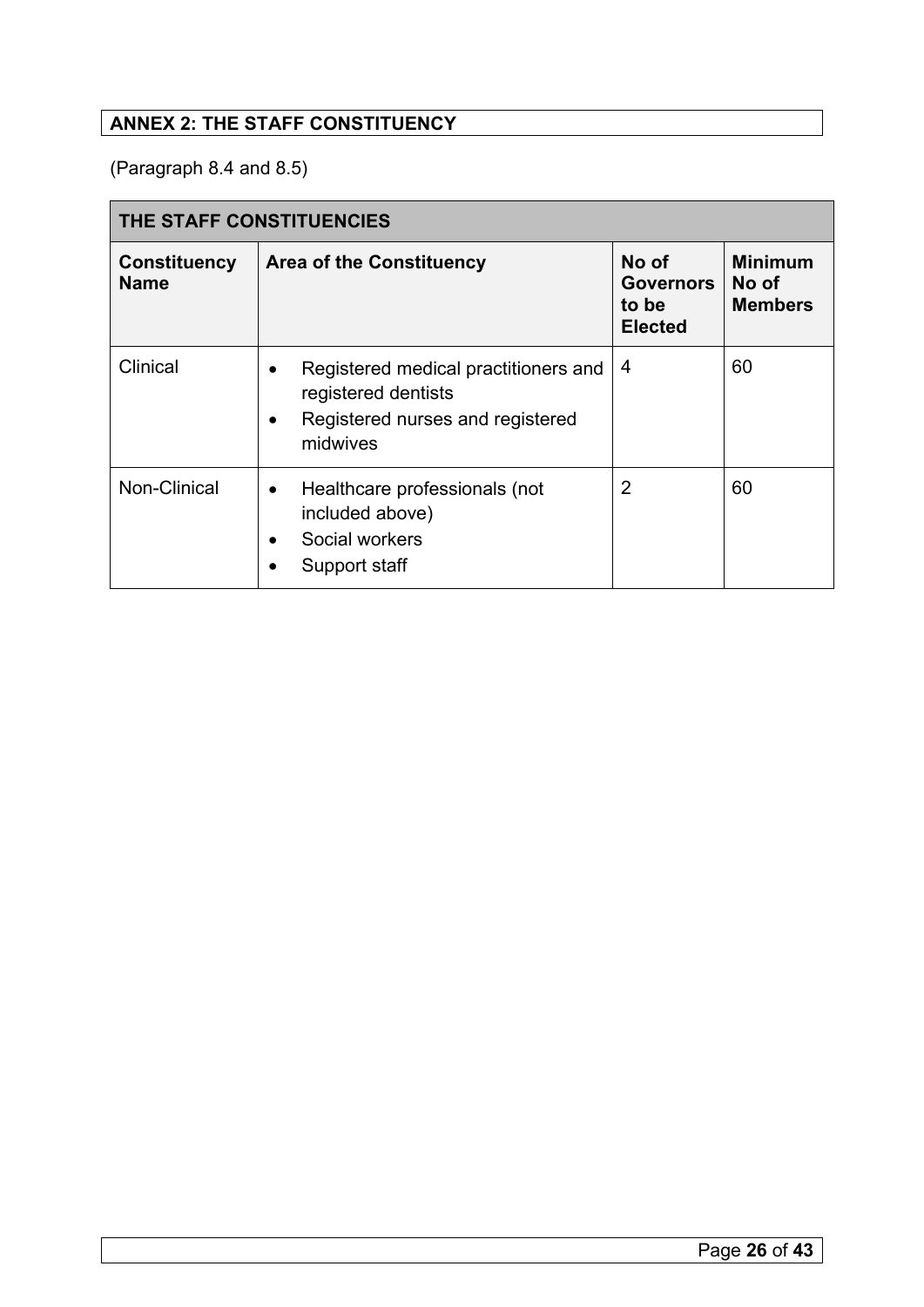## ANNEX 2: THE STAFF CONSTITUENCY

(Paragraph 8.4 and 8.5)

| THE STAFF CONSTITUENCIES | | | |
|---|---|---|---|
| **Constituency Name** | **Area of the Constituency** | **No of Governors to be Elected** | **Minimum No of Members** |
| Clinical | • Registered medical practitioners and registered dentists<br>• Registered nurses and registered midwives | 4 | 60 |
| Non-Clinical | • Healthcare professionals (not included above)<br>• Social workers<br>• Support staff | 2 | 60 |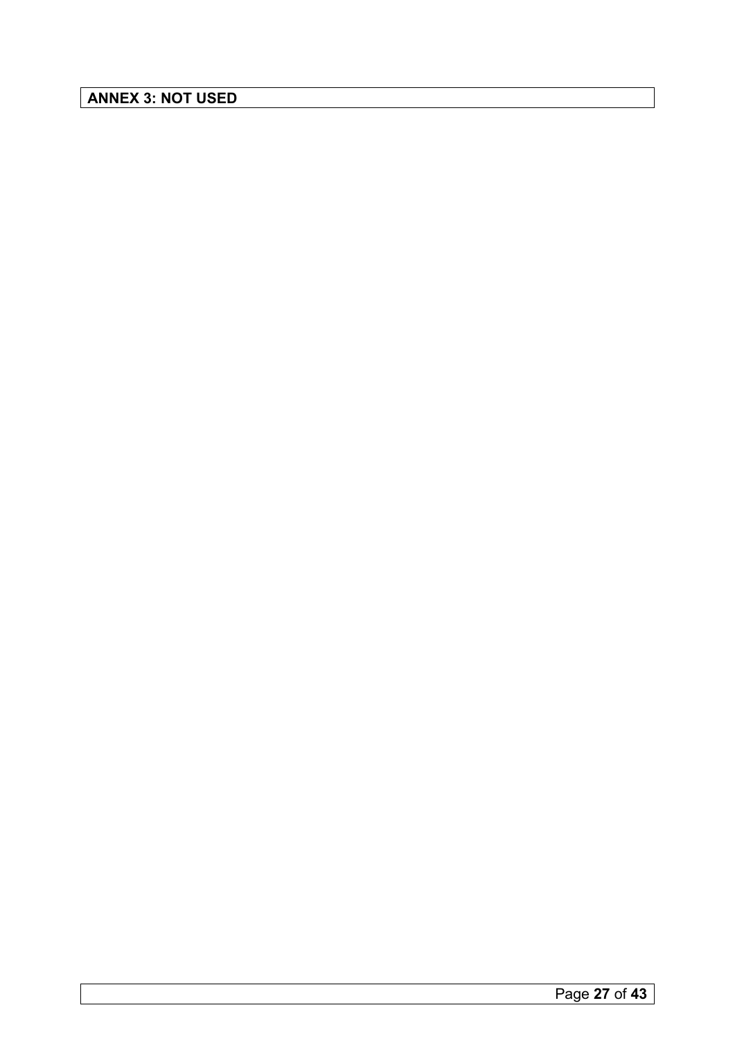**ANNEX 3: NOT USED**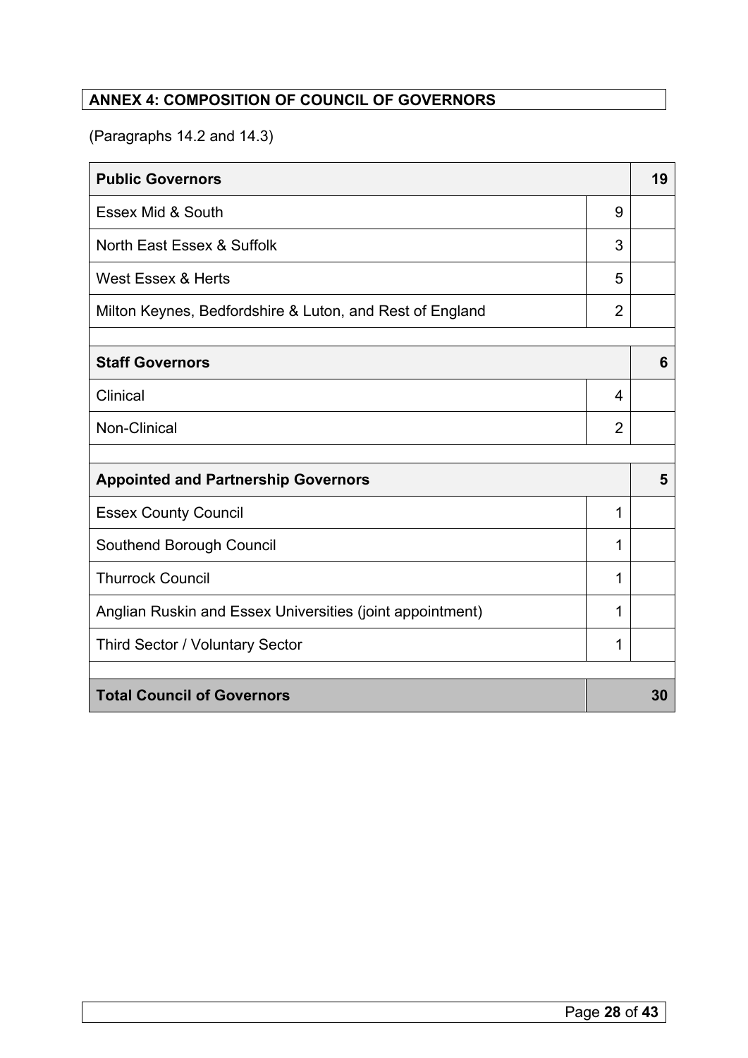## ANNEX 4: COMPOSITION OF COUNCIL OF GOVERNORS

(Paragraphs 14.2 and 14.3)

| | | |
|---|---|---|
| **Public Governors** | | **19** |
| Essex Mid & South | 9 | |
| North East Essex & Suffolk | 3 | |
| West Essex & Herts | 5 | |
| Milton Keynes, Bedfordshire & Luton, and Rest of England | 2 | |
| | | |
| **Staff Governors** | | **6** |
| Clinical | 4 | |
| Non-Clinical | 2 | |
| | | |
| **Appointed and Partnership Governors** | | **5** |
| Essex County Council | 1 | |
| Southend Borough Council | 1 | |
| Thurrock Council | 1 | |
| Anglian Ruskin and Essex Universities (joint appointment) | 1 | |
| Third Sector / Voluntary Sector | 1 | |
| | | |
| **Total Council of Governors** | | **30** |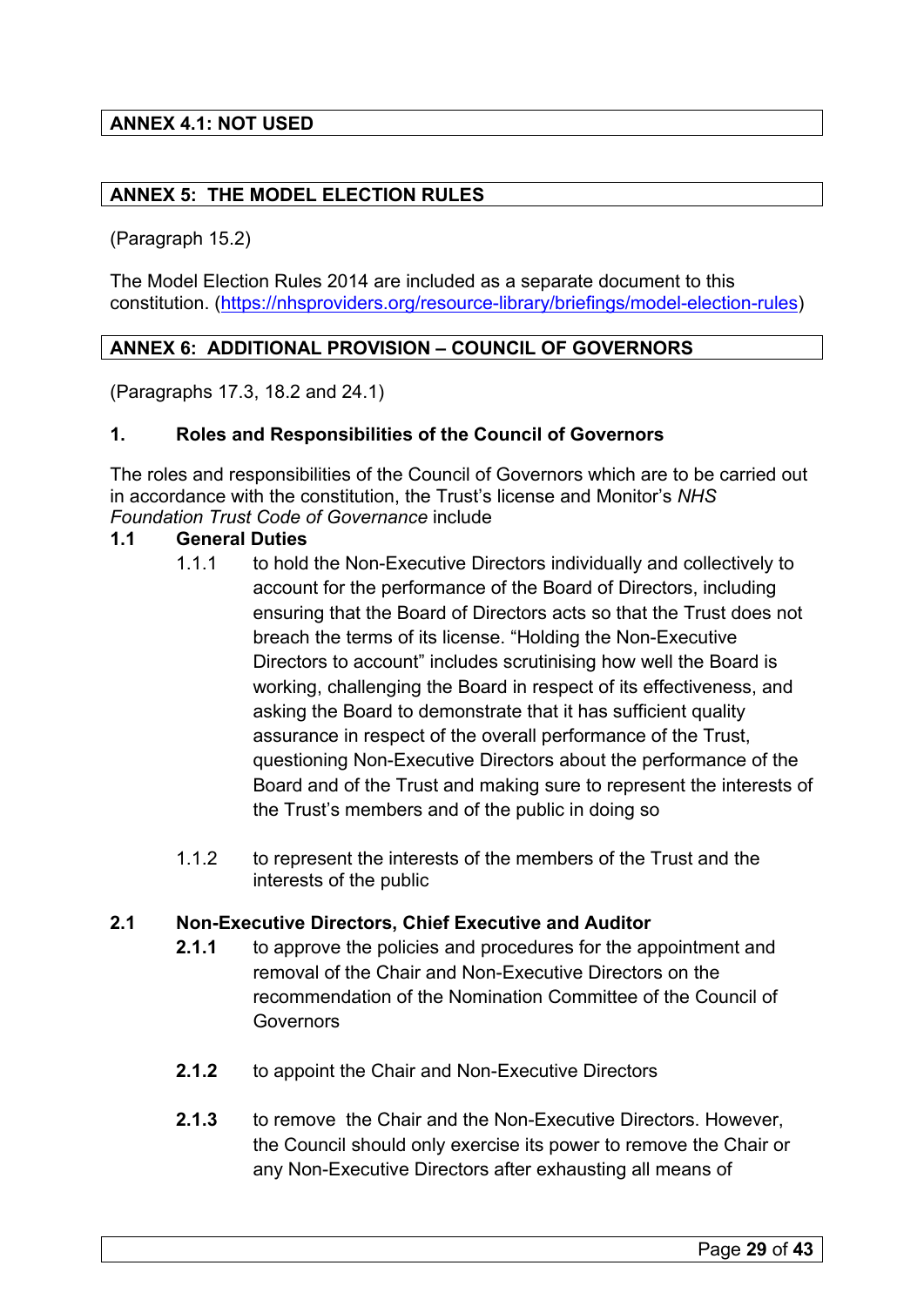## ANNEX 4.1: NOT USED

## ANNEX 5: THE MODEL ELECTION RULES

(Paragraph 15.2)

The Model Election Rules 2014 are included as a separate document to this constitution. (https://nhsproviders.org/resource-library/briefings/model-election-rules)

## ANNEX 6: ADDITIONAL PROVISION – COUNCIL OF GOVERNORS

(Paragraphs 17.3, 18.2 and 24.1)

### 1. Roles and Responsibilities of the Council of Governors

The roles and responsibilities of the Council of Governors which are to be carried out in accordance with the constitution, the Trust's license and Monitor's *NHS Foundation Trust Code of Governance* include

#### 1.1 General Duties

1.1.1 to hold the Non-Executive Directors individually and collectively to account for the performance of the Board of Directors, including ensuring that the Board of Directors acts so that the Trust does not breach the terms of its license. "Holding the Non-Executive Directors to account" includes scrutinising how well the Board is working, challenging the Board in respect of its effectiveness, and asking the Board to demonstrate that it has sufficient quality assurance in respect of the overall performance of the Trust, questioning Non-Executive Directors about the performance of the Board and of the Trust and making sure to represent the interests of the Trust's members and of the public in doing so

1.1.2 to represent the interests of the members of the Trust and the interests of the public

#### 2.1 Non-Executive Directors, Chief Executive and Auditor

**2.1.1** to approve the policies and procedures for the appointment and removal of the Chair and Non-Executive Directors on the recommendation of the Nomination Committee of the Council of Governors

**2.1.2** to appoint the Chair and Non-Executive Directors

**2.1.3** to remove the Chair and the Non-Executive Directors. However, the Council should only exercise its power to remove the Chair or any Non-Executive Directors after exhausting all means of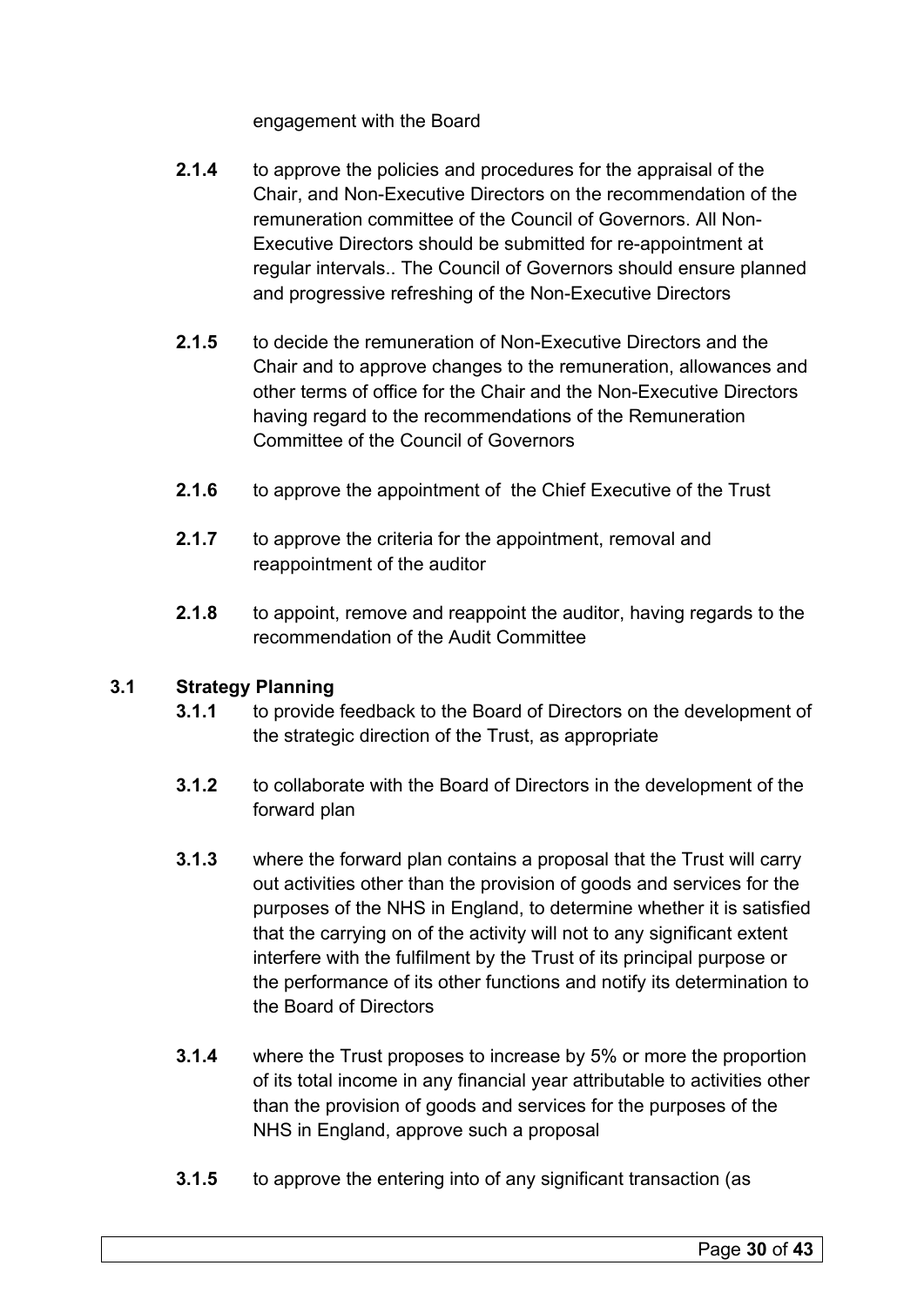engagement with the Board

**2.1.4** to approve the policies and procedures for the appraisal of the Chair, and Non-Executive Directors on the recommendation of the remuneration committee of the Council of Governors. All Non-Executive Directors should be submitted for re-appointment at regular intervals.. The Council of Governors should ensure planned and progressive refreshing of the Non-Executive Directors

**2.1.5** to decide the remuneration of Non-Executive Directors and the Chair and to approve changes to the remuneration, allowances and other terms of office for the Chair and the Non-Executive Directors having regard to the recommendations of the Remuneration Committee of the Council of Governors

**2.1.6** to approve the appointment of the Chief Executive of the Trust

**2.1.7** to approve the criteria for the appointment, removal and reappointment of the auditor

**2.1.8** to appoint, remove and reappoint the auditor, having regards to the recommendation of the Audit Committee

**3.1 Strategy Planning**

**3.1.1** to provide feedback to the Board of Directors on the development of the strategic direction of the Trust, as appropriate

**3.1.2** to collaborate with the Board of Directors in the development of the forward plan

**3.1.3** where the forward plan contains a proposal that the Trust will carry out activities other than the provision of goods and services for the purposes of the NHS in England, to determine whether it is satisfied that the carrying on of the activity will not to any significant extent interfere with the fulfilment by the Trust of its principal purpose or the performance of its other functions and notify its determination to the Board of Directors

**3.1.4** where the Trust proposes to increase by 5% or more the proportion of its total income in any financial year attributable to activities other than the provision of goods and services for the purposes of the NHS in England, approve such a proposal

**3.1.5** to approve the entering into of any significant transaction (as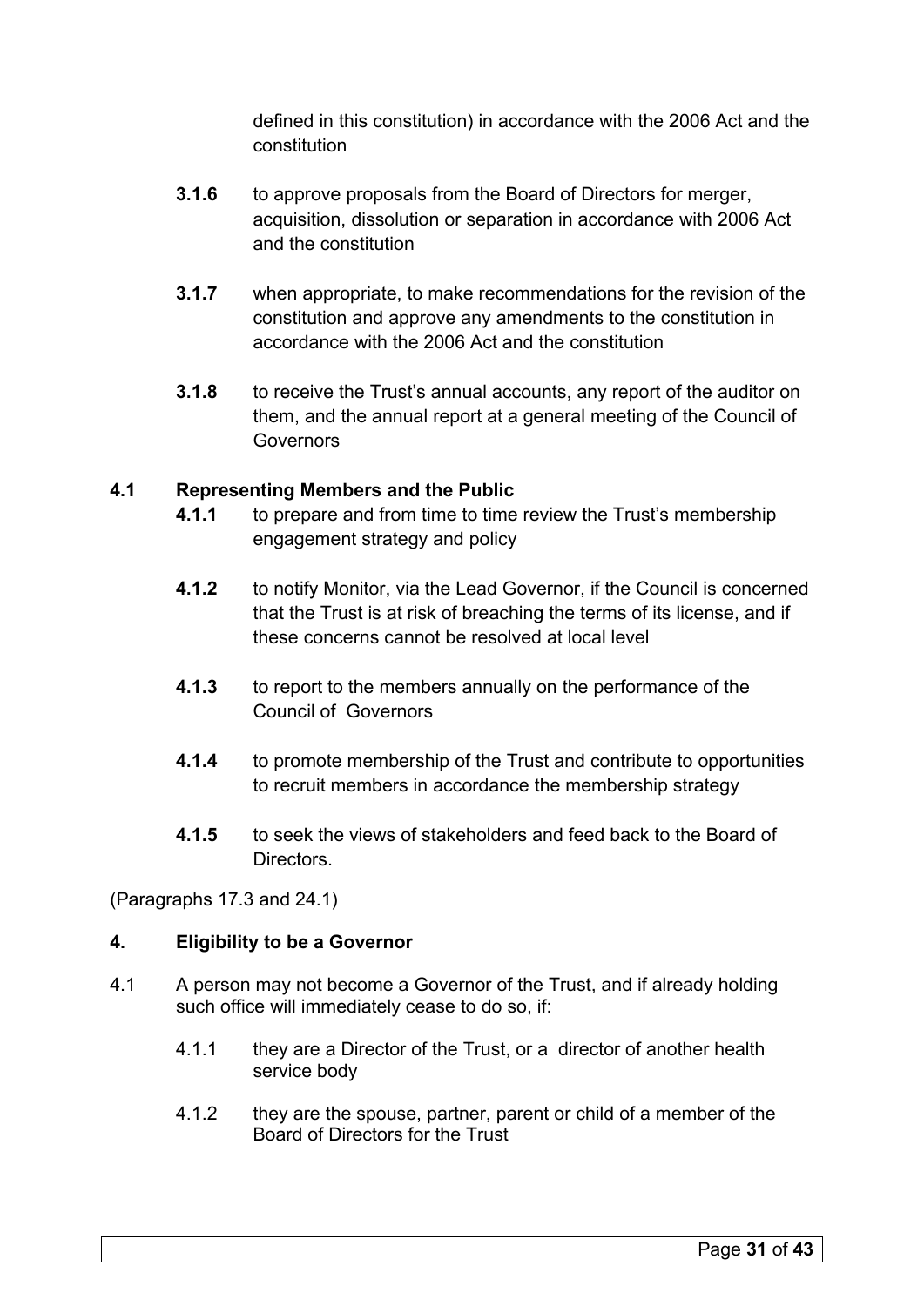defined in this constitution) in accordance with the 2006 Act and the constitution

**3.1.6** to approve proposals from the Board of Directors for merger, acquisition, dissolution or separation in accordance with 2006 Act and the constitution

**3.1.7** when appropriate, to make recommendations for the revision of the constitution and approve any amendments to the constitution in accordance with the 2006 Act and the constitution

**3.1.8** to receive the Trust's annual accounts, any report of the auditor on them, and the annual report at a general meeting of the Council of Governors

**4.1 Representing Members and the Public**

**4.1.1** to prepare and from time to time review the Trust's membership engagement strategy and policy

**4.1.2** to notify Monitor, via the Lead Governor, if the Council is concerned that the Trust is at risk of breaching the terms of its license, and if these concerns cannot be resolved at local level

**4.1.3** to report to the members annually on the performance of the Council of Governors

**4.1.4** to promote membership of the Trust and contribute to opportunities to recruit members in accordance the membership strategy

**4.1.5** to seek the views of stakeholders and feed back to the Board of Directors.

(Paragraphs 17.3 and 24.1)

**4. Eligibility to be a Governor**

4.1 A person may not become a Governor of the Trust, and if already holding such office will immediately cease to do so, if:

4.1.1 they are a Director of the Trust, or a director of another health service body

4.1.2 they are the spouse, partner, parent or child of a member of the Board of Directors for the Trust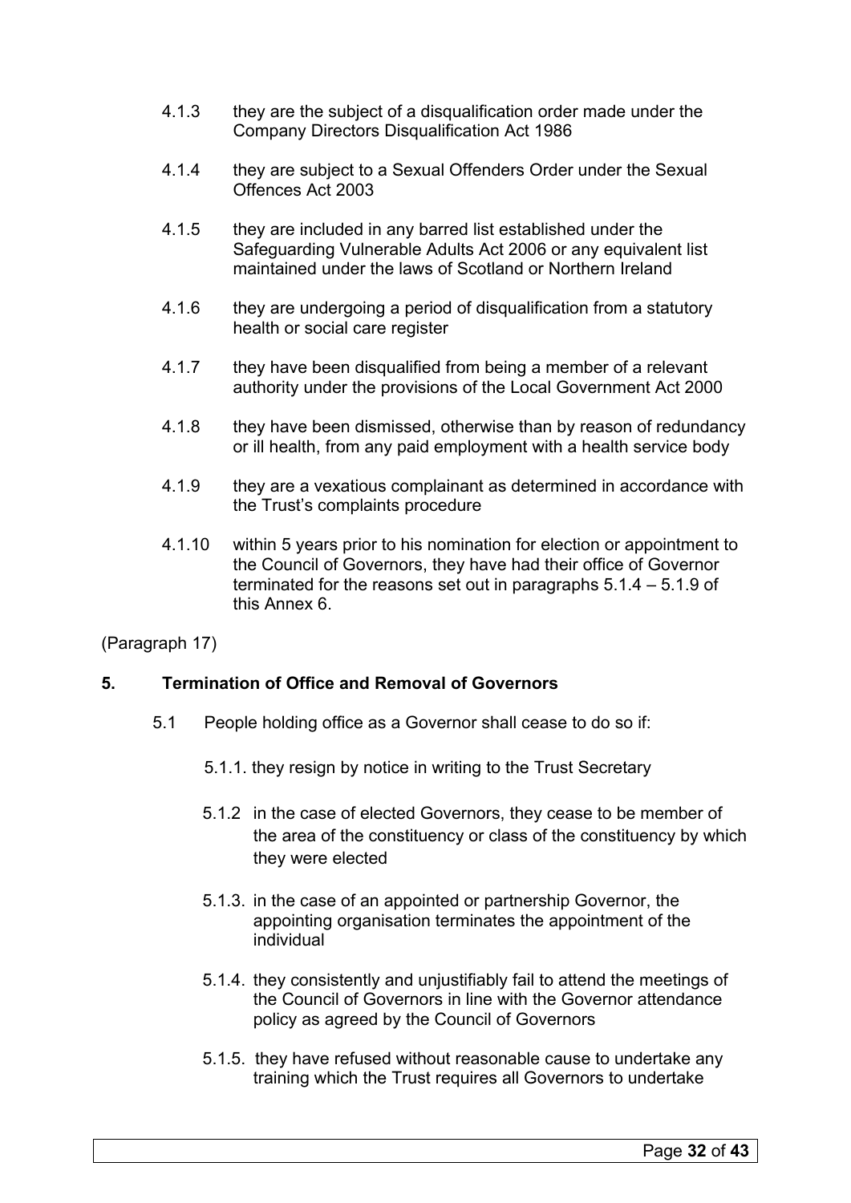4.1.3 they are the subject of a disqualification order made under the Company Directors Disqualification Act 1986

4.1.4 they are subject to a Sexual Offenders Order under the Sexual Offences Act 2003

4.1.5 they are included in any barred list established under the Safeguarding Vulnerable Adults Act 2006 or any equivalent list maintained under the laws of Scotland or Northern Ireland

4.1.6 they are undergoing a period of disqualification from a statutory health or social care register

4.1.7 they have been disqualified from being a member of a relevant authority under the provisions of the Local Government Act 2000

4.1.8 they have been dismissed, otherwise than by reason of redundancy or ill health, from any paid employment with a health service body

4.1.9 they are a vexatious complainant as determined in accordance with the Trust's complaints procedure

4.1.10 within 5 years prior to his nomination for election or appointment to the Council of Governors, they have had their office of Governor terminated for the reasons set out in paragraphs 5.1.4 – 5.1.9 of this Annex 6.

(Paragraph 17)

**5. Termination of Office and Removal of Governors**

5.1 People holding office as a Governor shall cease to do so if:

5.1.1. they resign by notice in writing to the Trust Secretary

5.1.2 in the case of elected Governors, they cease to be member of the area of the constituency or class of the constituency by which they were elected

5.1.3. in the case of an appointed or partnership Governor, the appointing organisation terminates the appointment of the individual

5.1.4. they consistently and unjustifiably fail to attend the meetings of the Council of Governors in line with the Governor attendance policy as agreed by the Council of Governors

5.1.5. they have refused without reasonable cause to undertake any training which the Trust requires all Governors to undertake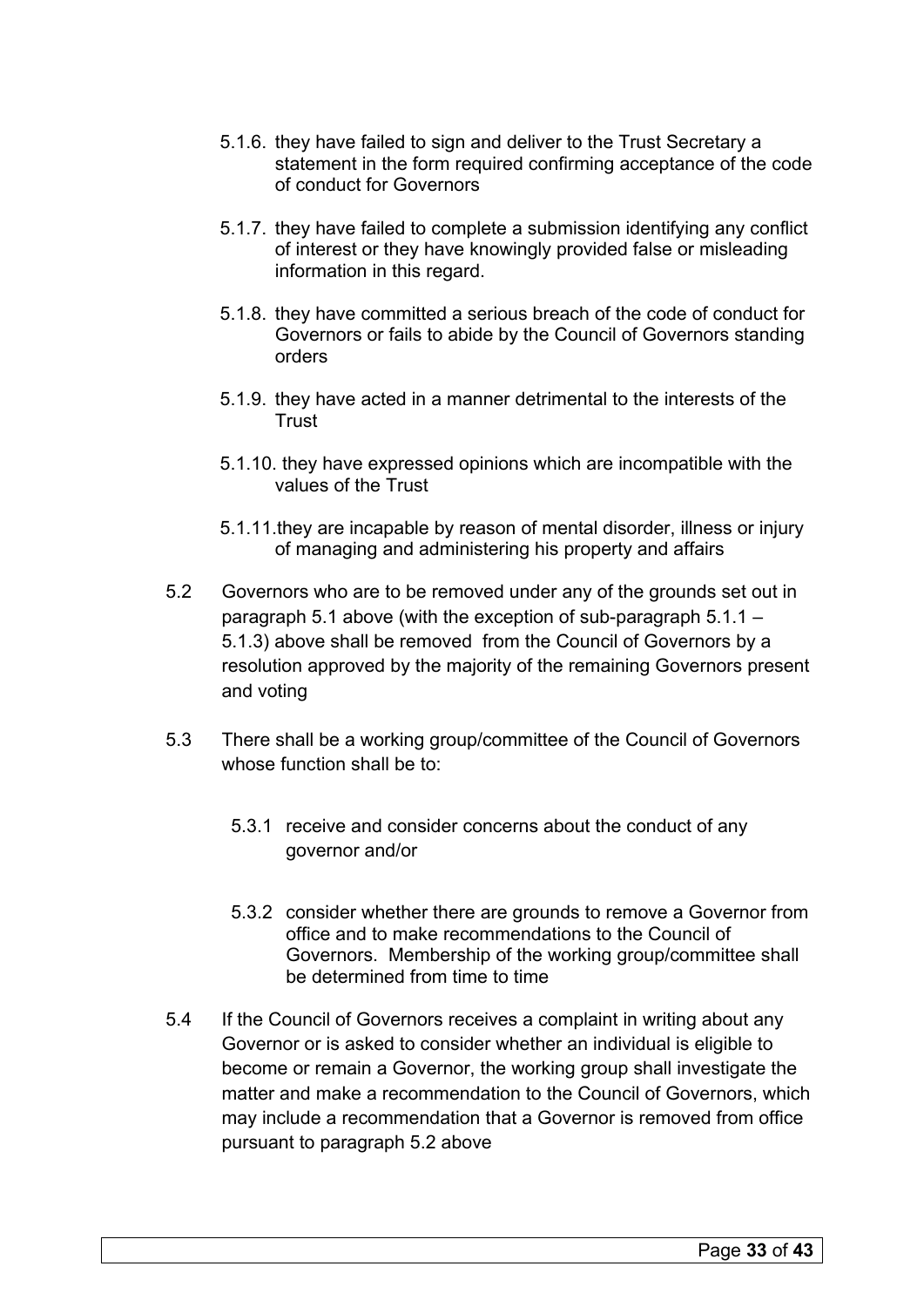5.1.6. they have failed to sign and deliver to the Trust Secretary a statement in the form required confirming acceptance of the code of conduct for Governors

5.1.7. they have failed to complete a submission identifying any conflict of interest or they have knowingly provided false or misleading information in this regard.

5.1.8. they have committed a serious breach of the code of conduct for Governors or fails to abide by the Council of Governors standing orders

5.1.9. they have acted in a manner detrimental to the interests of the Trust

5.1.10. they have expressed opinions which are incompatible with the values of the Trust

5.1.11. they are incapable by reason of mental disorder, illness or injury of managing and administering his property and affairs

5.2 Governors who are to be removed under any of the grounds set out in paragraph 5.1 above (with the exception of sub-paragraph 5.1.1 – 5.1.3) above shall be removed from the Council of Governors by a resolution approved by the majority of the remaining Governors present and voting

5.3 There shall be a working group/committee of the Council of Governors whose function shall be to:

5.3.1 receive and consider concerns about the conduct of any governor and/or

5.3.2 consider whether there are grounds to remove a Governor from office and to make recommendations to the Council of Governors. Membership of the working group/committee shall be determined from time to time

5.4 If the Council of Governors receives a complaint in writing about any Governor or is asked to consider whether an individual is eligible to become or remain a Governor, the working group shall investigate the matter and make a recommendation to the Council of Governors, which may include a recommendation that a Governor is removed from office pursuant to paragraph 5.2 above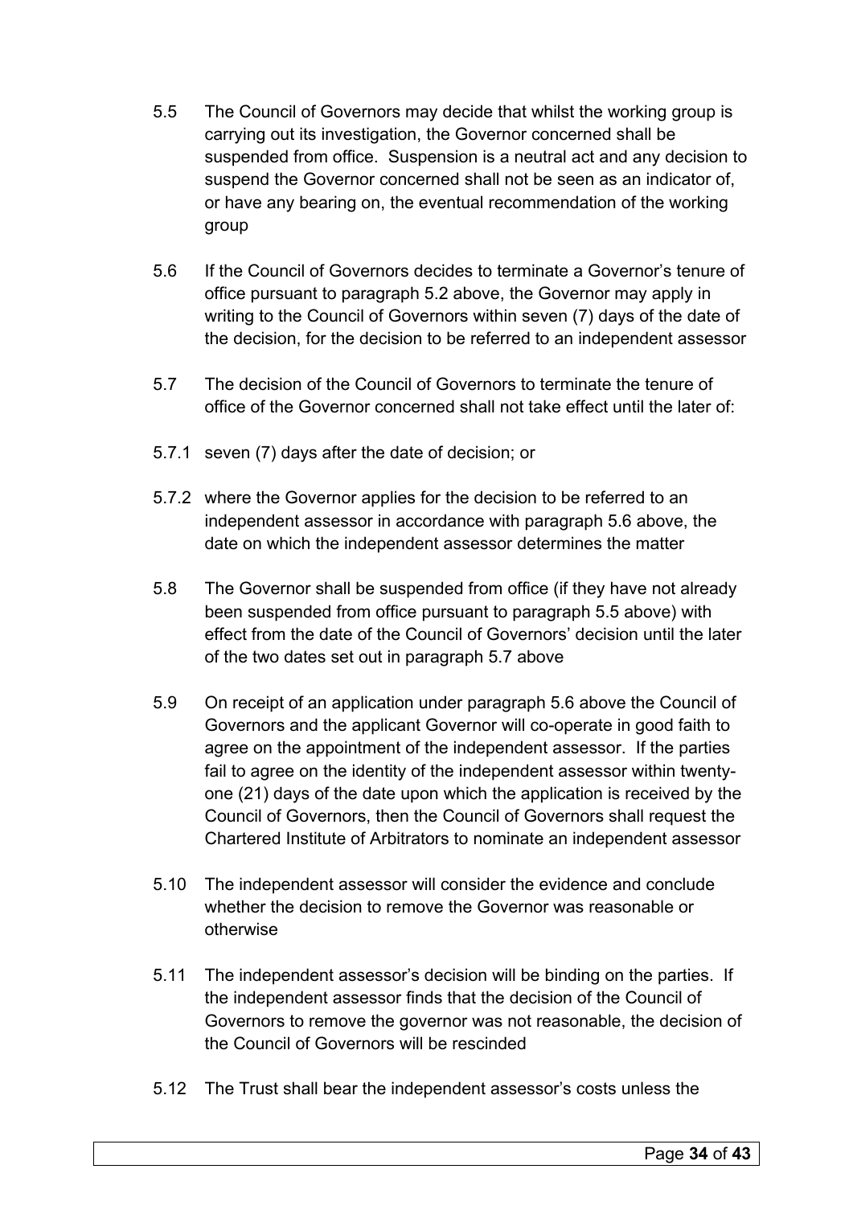5.5 The Council of Governors may decide that whilst the working group is carrying out its investigation, the Governor concerned shall be suspended from office. Suspension is a neutral act and any decision to suspend the Governor concerned shall not be seen as an indicator of, or have any bearing on, the eventual recommendation of the working group

5.6 If the Council of Governors decides to terminate a Governor's tenure of office pursuant to paragraph 5.2 above, the Governor may apply in writing to the Council of Governors within seven (7) days of the date of the decision, for the decision to be referred to an independent assessor

5.7 The decision of the Council of Governors to terminate the tenure of office of the Governor concerned shall not take effect until the later of:

5.7.1 seven (7) days after the date of decision; or

5.7.2 where the Governor applies for the decision to be referred to an independent assessor in accordance with paragraph 5.6 above, the date on which the independent assessor determines the matter

5.8 The Governor shall be suspended from office (if they have not already been suspended from office pursuant to paragraph 5.5 above) with effect from the date of the Council of Governors' decision until the later of the two dates set out in paragraph 5.7 above

5.9 On receipt of an application under paragraph 5.6 above the Council of Governors and the applicant Governor will co-operate in good faith to agree on the appointment of the independent assessor. If the parties fail to agree on the identity of the independent assessor within twenty-one (21) days of the date upon which the application is received by the Council of Governors, then the Council of Governors shall request the Chartered Institute of Arbitrators to nominate an independent assessor

5.10 The independent assessor will consider the evidence and conclude whether the decision to remove the Governor was reasonable or otherwise

5.11 The independent assessor's decision will be binding on the parties. If the independent assessor finds that the decision of the Council of Governors to remove the governor was not reasonable, the decision of the Council of Governors will be rescinded

5.12 The Trust shall bear the independent assessor's costs unless the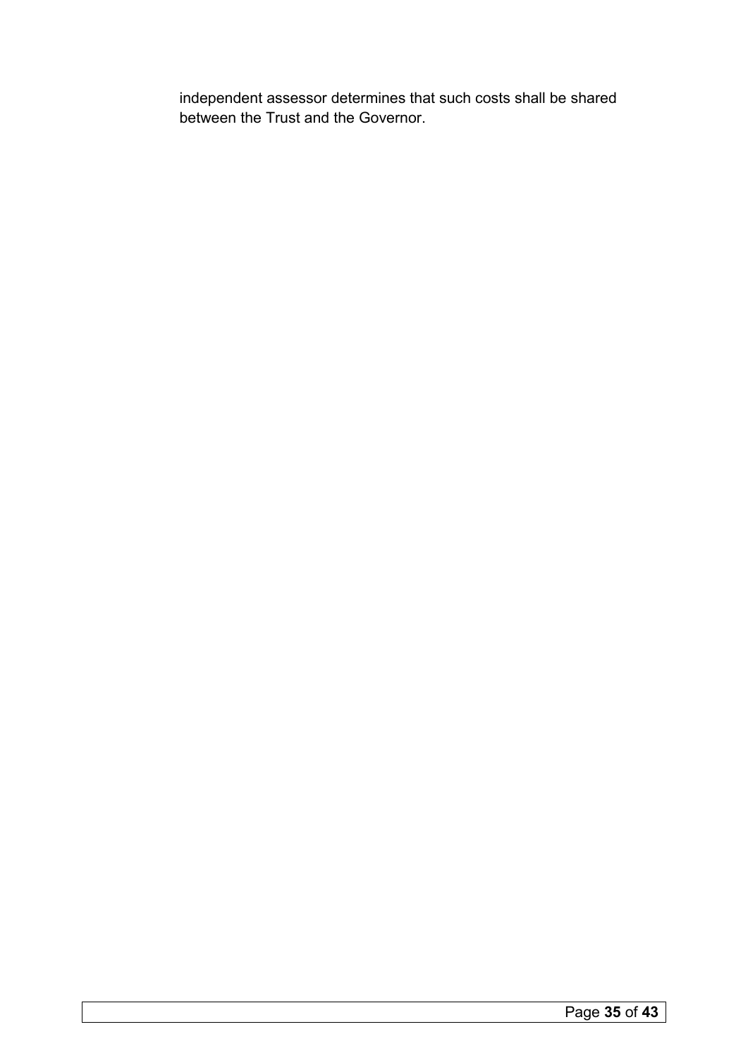independent assessor determines that such costs shall be shared between the Trust and the Governor.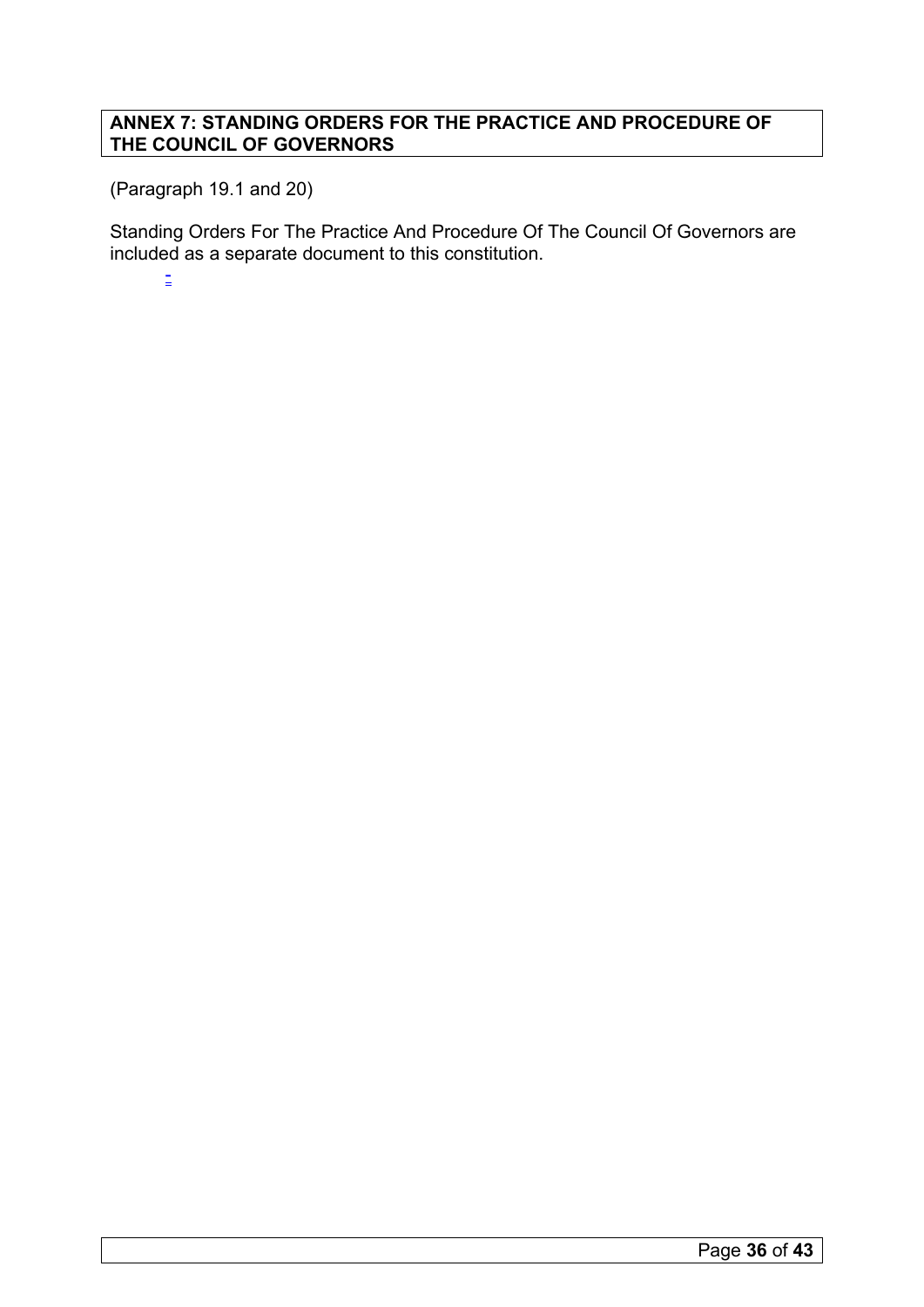## ANNEX 7: STANDING ORDERS FOR THE PRACTICE AND PROCEDURE OF THE COUNCIL OF GOVERNORS

(Paragraph 19.1 and 20)

Standing Orders For The Practice And Procedure Of The Council Of Governors are included as a separate document to this constitution.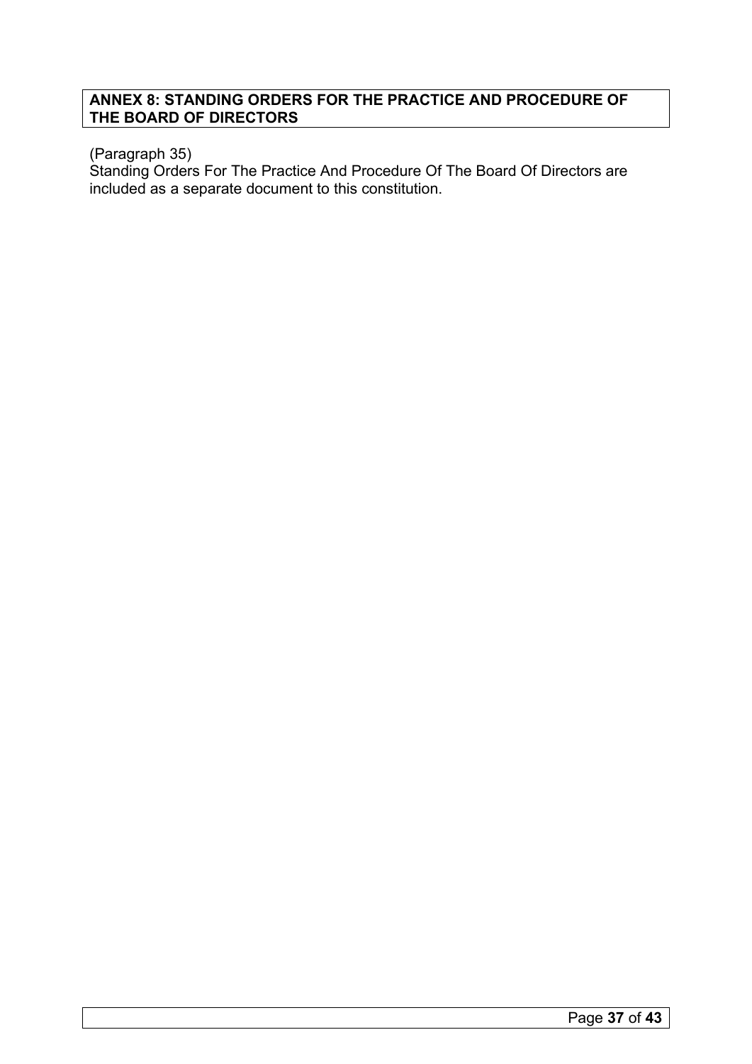## ANNEX 8: STANDING ORDERS FOR THE PRACTICE AND PROCEDURE OF THE BOARD OF DIRECTORS

(Paragraph 35)
Standing Orders For The Practice And Procedure Of The Board Of Directors are included as a separate document to this constitution.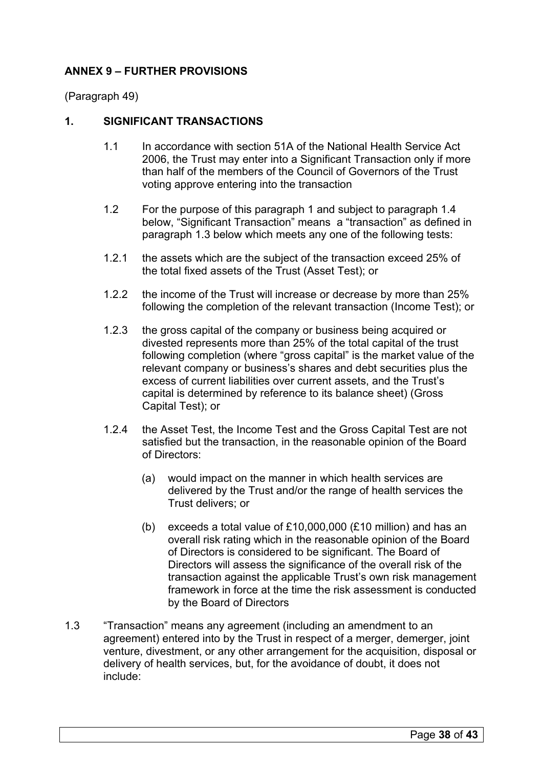## ANNEX 9 – FURTHER PROVISIONS

(Paragraph 49)

### 1. SIGNIFICANT TRANSACTIONS

1.1 In accordance with section 51A of the National Health Service Act 2006, the Trust may enter into a Significant Transaction only if more than half of the members of the Council of Governors of the Trust voting approve entering into the transaction

1.2 For the purpose of this paragraph 1 and subject to paragraph 1.4 below, "Significant Transaction" means a "transaction" as defined in paragraph 1.3 below which meets any one of the following tests:

1.2.1 the assets which are the subject of the transaction exceed 25% of the total fixed assets of the Trust (Asset Test); or

1.2.2 the income of the Trust will increase or decrease by more than 25% following the completion of the relevant transaction (Income Test); or

1.2.3 the gross capital of the company or business being acquired or divested represents more than 25% of the total capital of the trust following completion (where "gross capital" is the market value of the relevant company or business's shares and debt securities plus the excess of current liabilities over current assets, and the Trust's capital is determined by reference to its balance sheet) (Gross Capital Test); or

1.2.4 the Asset Test, the Income Test and the Gross Capital Test are not satisfied but the transaction, in the reasonable opinion of the Board of Directors:

(a) would impact on the manner in which health services are delivered by the Trust and/or the range of health services the Trust delivers; or

(b) exceeds a total value of £10,000,000 (£10 million) and has an overall risk rating which in the reasonable opinion of the Board of Directors is considered to be significant. The Board of Directors will assess the significance of the overall risk of the transaction against the applicable Trust's own risk management framework in force at the time the risk assessment is conducted by the Board of Directors

1.3 "Transaction" means any agreement (including an amendment to an agreement) entered into by the Trust in respect of a merger, demerger, joint venture, divestment, or any other arrangement for the acquisition, disposal or delivery of health services, but, for the avoidance of doubt, it does not include: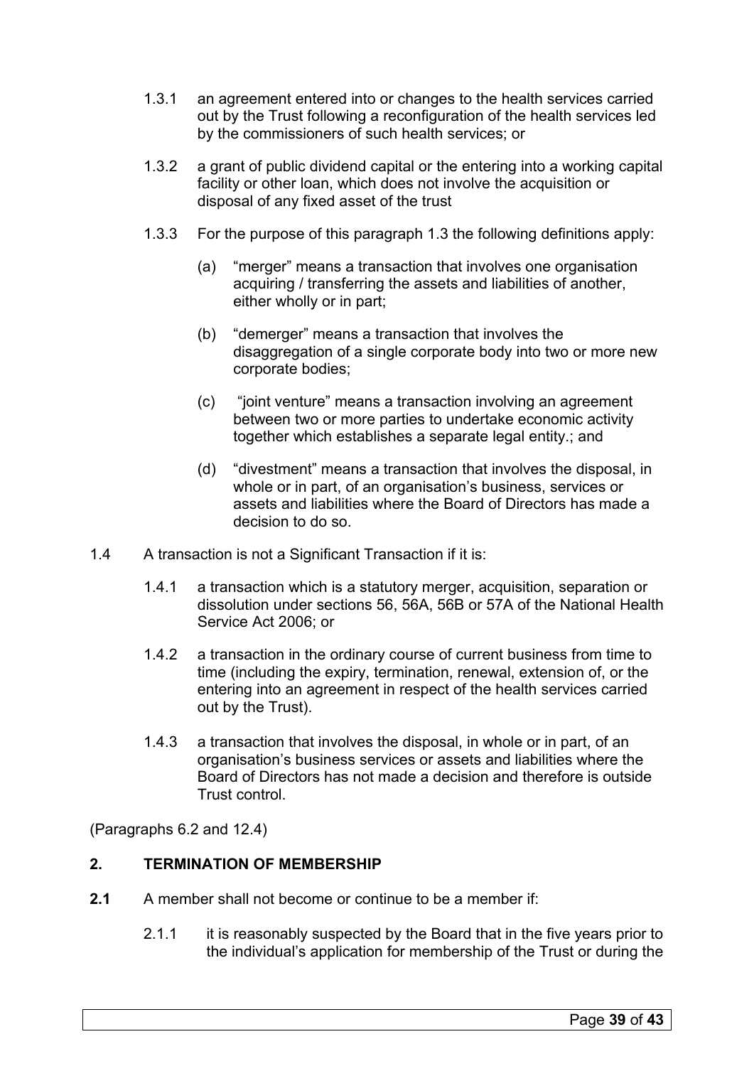1.3.1 an agreement entered into or changes to the health services carried out by the Trust following a reconfiguration of the health services led by the commissioners of such health services; or

1.3.2 a grant of public dividend capital or the entering into a working capital facility or other loan, which does not involve the acquisition or disposal of any fixed asset of the trust

1.3.3 For the purpose of this paragraph 1.3 the following definitions apply:

(a) "merger" means a transaction that involves one organisation acquiring / transferring the assets and liabilities of another, either wholly or in part;

(b) "demerger" means a transaction that involves the disaggregation of a single corporate body into two or more new corporate bodies;

(c) "joint venture" means a transaction involving an agreement between two or more parties to undertake economic activity together which establishes a separate legal entity.; and

(d) "divestment" means a transaction that involves the disposal, in whole or in part, of an organisation's business, services or assets and liabilities where the Board of Directors has made a decision to do so.

1.4 A transaction is not a Significant Transaction if it is:

1.4.1 a transaction which is a statutory merger, acquisition, separation or dissolution under sections 56, 56A, 56B or 57A of the National Health Service Act 2006; or

1.4.2 a transaction in the ordinary course of current business from time to time (including the expiry, termination, renewal, extension of, or the entering into an agreement in respect of the health services carried out by the Trust).

1.4.3 a transaction that involves the disposal, in whole or in part, of an organisation's business services or assets and liabilities where the Board of Directors has not made a decision and therefore is outside Trust control.

(Paragraphs 6.2 and 12.4)

## 2. TERMINATION OF MEMBERSHIP

**2.1** A member shall not become or continue to be a member if:

2.1.1 it is reasonably suspected by the Board that in the five years prior to the individual's application for membership of the Trust or during the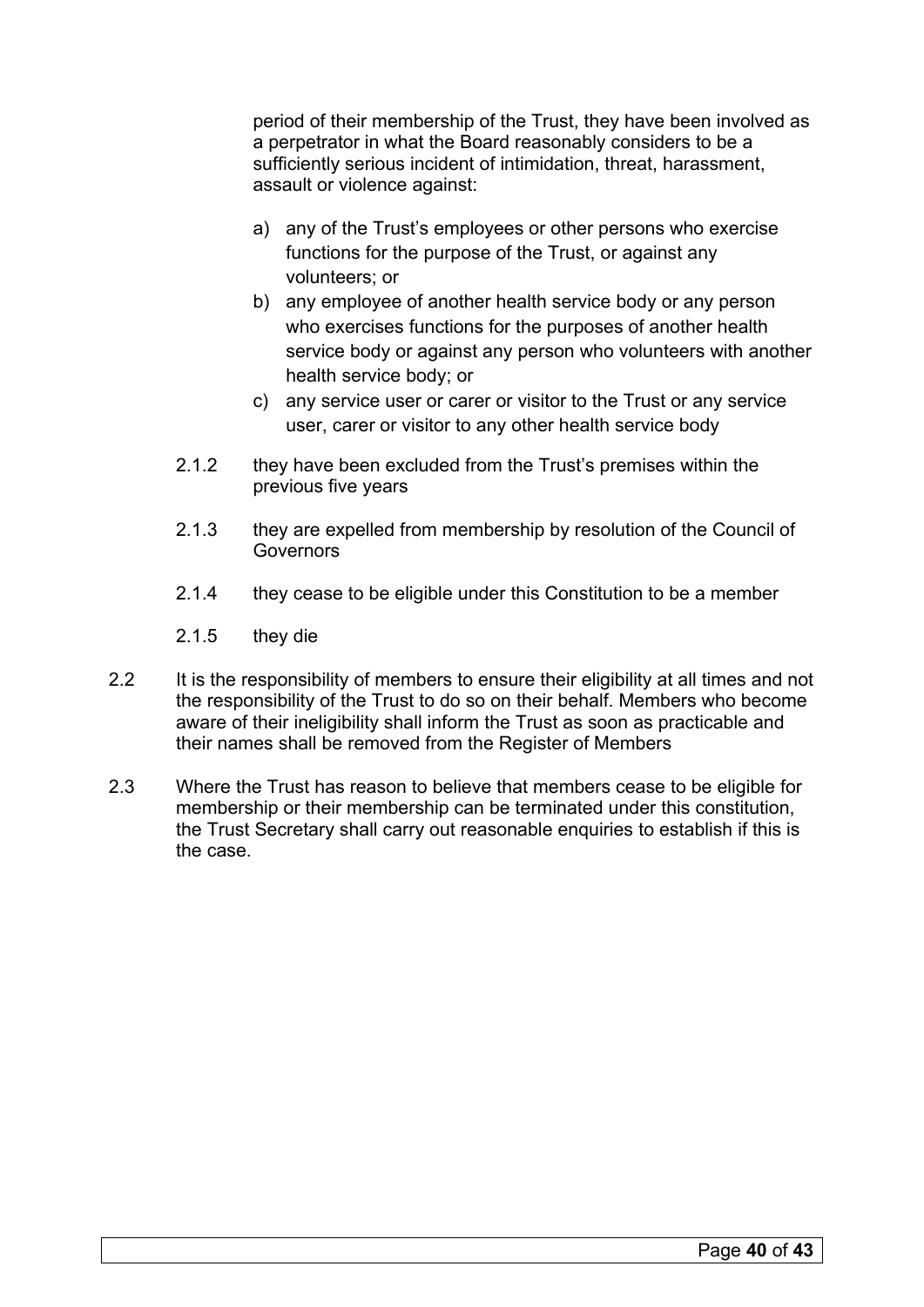period of their membership of the Trust, they have been involved as a perpetrator in what the Board reasonably considers to be a sufficiently serious incident of intimidation, threat, harassment, assault or violence against:

a) any of the Trust's employees or other persons who exercise functions for the purpose of the Trust, or against any volunteers; or
b) any employee of another health service body or any person who exercises functions for the purposes of another health service body or against any person who volunteers with another health service body; or
c) any service user or carer or visitor to the Trust or any service user, carer or visitor to any other health service body

2.1.2 they have been excluded from the Trust's premises within the previous five years

2.1.3 they are expelled from membership by resolution of the Council of Governors

2.1.4 they cease to be eligible under this Constitution to be a member

2.1.5 they die

2.2 It is the responsibility of members to ensure their eligibility at all times and not the responsibility of the Trust to do so on their behalf. Members who become aware of their ineligibility shall inform the Trust as soon as practicable and their names shall be removed from the Register of Members

2.3 Where the Trust has reason to believe that members cease to be eligible for membership or their membership can be terminated under this constitution, the Trust Secretary shall carry out reasonable enquiries to establish if this is the case.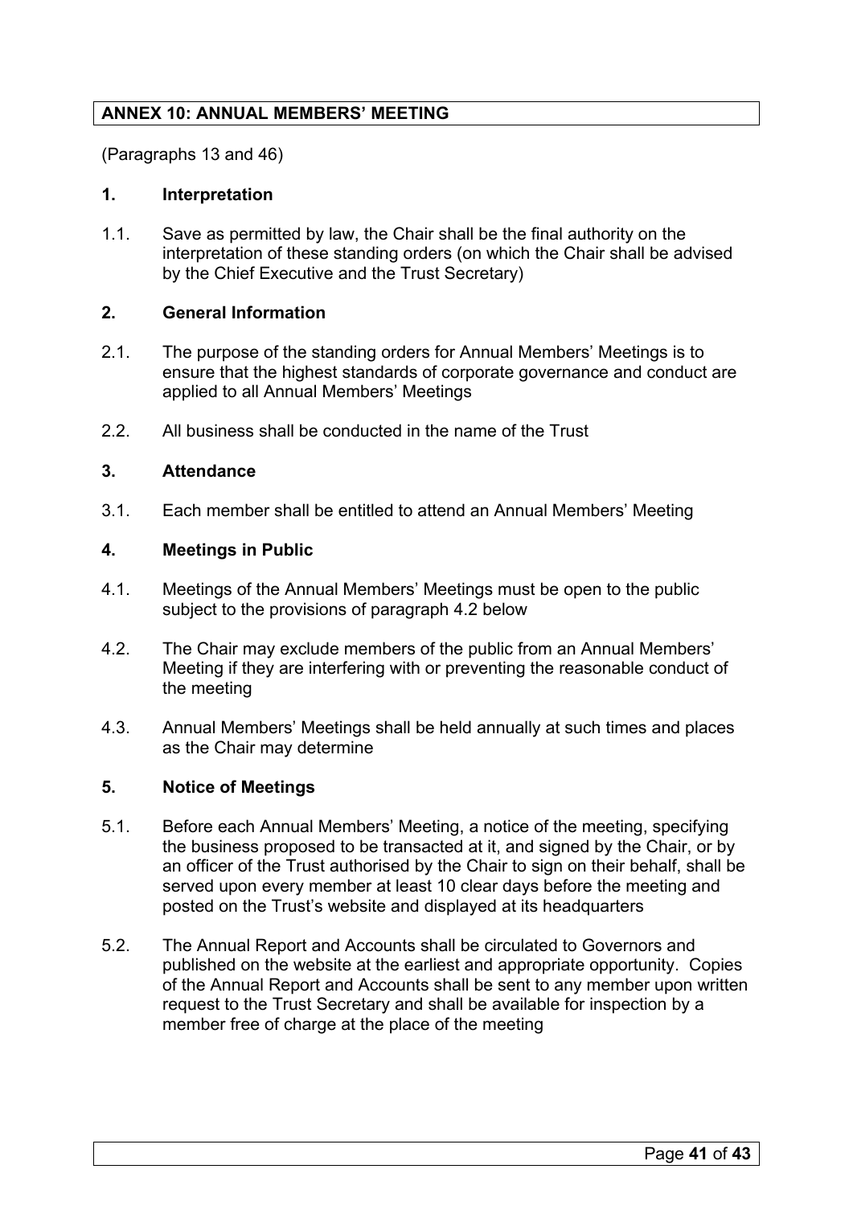## ANNEX 10: ANNUAL MEMBERS' MEETING

(Paragraphs 13 and 46)

### 1. Interpretation

1.1. Save as permitted by law, the Chair shall be the final authority on the interpretation of these standing orders (on which the Chair shall be advised by the Chief Executive and the Trust Secretary)

### 2. General Information

2.1. The purpose of the standing orders for Annual Members' Meetings is to ensure that the highest standards of corporate governance and conduct are applied to all Annual Members' Meetings

2.2. All business shall be conducted in the name of the Trust

### 3. Attendance

3.1. Each member shall be entitled to attend an Annual Members' Meeting

### 4. Meetings in Public

4.1. Meetings of the Annual Members' Meetings must be open to the public subject to the provisions of paragraph 4.2 below

4.2. The Chair may exclude members of the public from an Annual Members' Meeting if they are interfering with or preventing the reasonable conduct of the meeting

4.3. Annual Members' Meetings shall be held annually at such times and places as the Chair may determine

### 5. Notice of Meetings

5.1. Before each Annual Members' Meeting, a notice of the meeting, specifying the business proposed to be transacted at it, and signed by the Chair, or by an officer of the Trust authorised by the Chair to sign on their behalf, shall be served upon every member at least 10 clear days before the meeting and posted on the Trust's website and displayed at its headquarters

5.2. The Annual Report and Accounts shall be circulated to Governors and published on the website at the earliest and appropriate opportunity. Copies of the Annual Report and Accounts shall be sent to any member upon written request to the Trust Secretary and shall be available for inspection by a member free of charge at the place of the meeting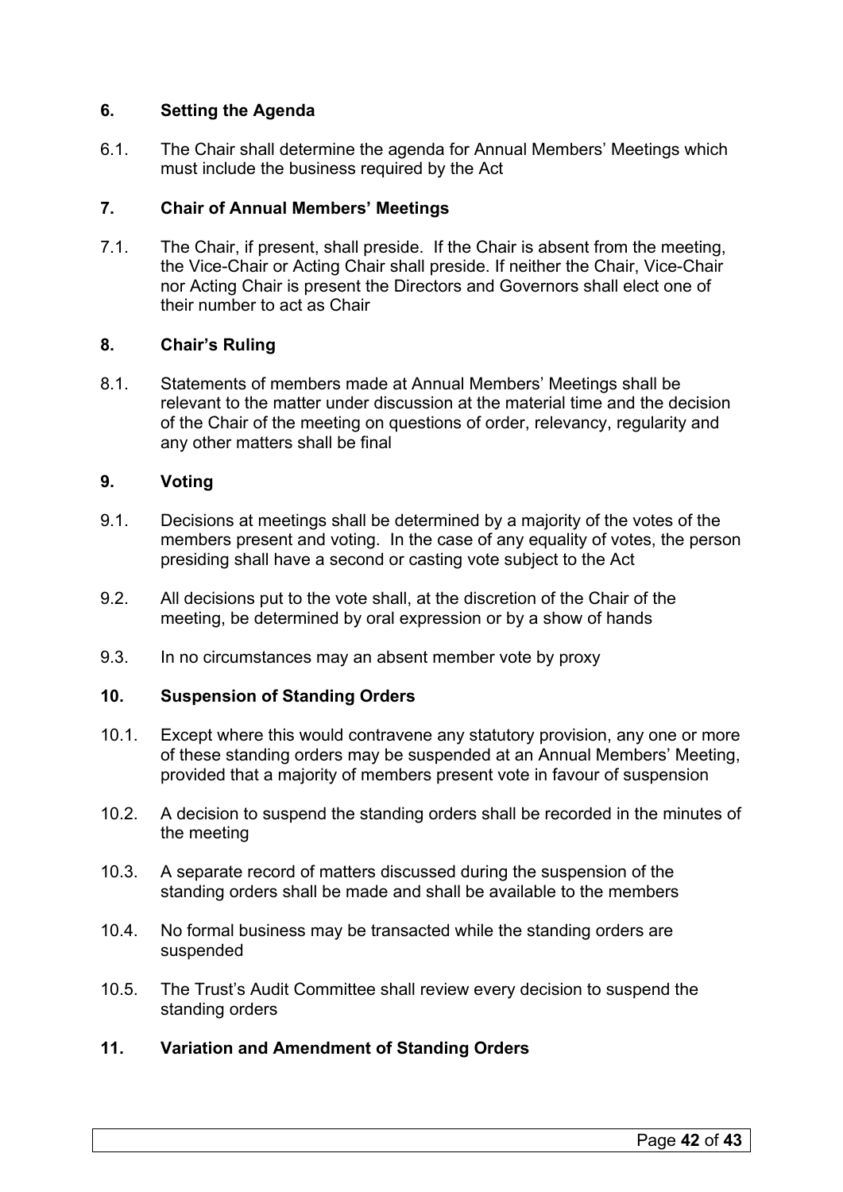## 6. Setting the Agenda

6.1. The Chair shall determine the agenda for Annual Members' Meetings which must include the business required by the Act

## 7. Chair of Annual Members' Meetings

7.1. The Chair, if present, shall preside. If the Chair is absent from the meeting, the Vice-Chair or Acting Chair shall preside. If neither the Chair, Vice-Chair nor Acting Chair is present the Directors and Governors shall elect one of their number to act as Chair

## 8. Chair's Ruling

8.1. Statements of members made at Annual Members' Meetings shall be relevant to the matter under discussion at the material time and the decision of the Chair of the meeting on questions of order, relevancy, regularity and any other matters shall be final

## 9. Voting

9.1. Decisions at meetings shall be determined by a majority of the votes of the members present and voting. In the case of any equality of votes, the person presiding shall have a second or casting vote subject to the Act

9.2. All decisions put to the vote shall, at the discretion of the Chair of the meeting, be determined by oral expression or by a show of hands

9.3. In no circumstances may an absent member vote by proxy

## 10. Suspension of Standing Orders

10.1. Except where this would contravene any statutory provision, any one or more of these standing orders may be suspended at an Annual Members' Meeting, provided that a majority of members present vote in favour of suspension

10.2. A decision to suspend the standing orders shall be recorded in the minutes of the meeting

10.3. A separate record of matters discussed during the suspension of the standing orders shall be made and shall be available to the members

10.4. No formal business may be transacted while the standing orders are suspended

10.5. The Trust's Audit Committee shall review every decision to suspend the standing orders

## 11. Variation and Amendment of Standing Orders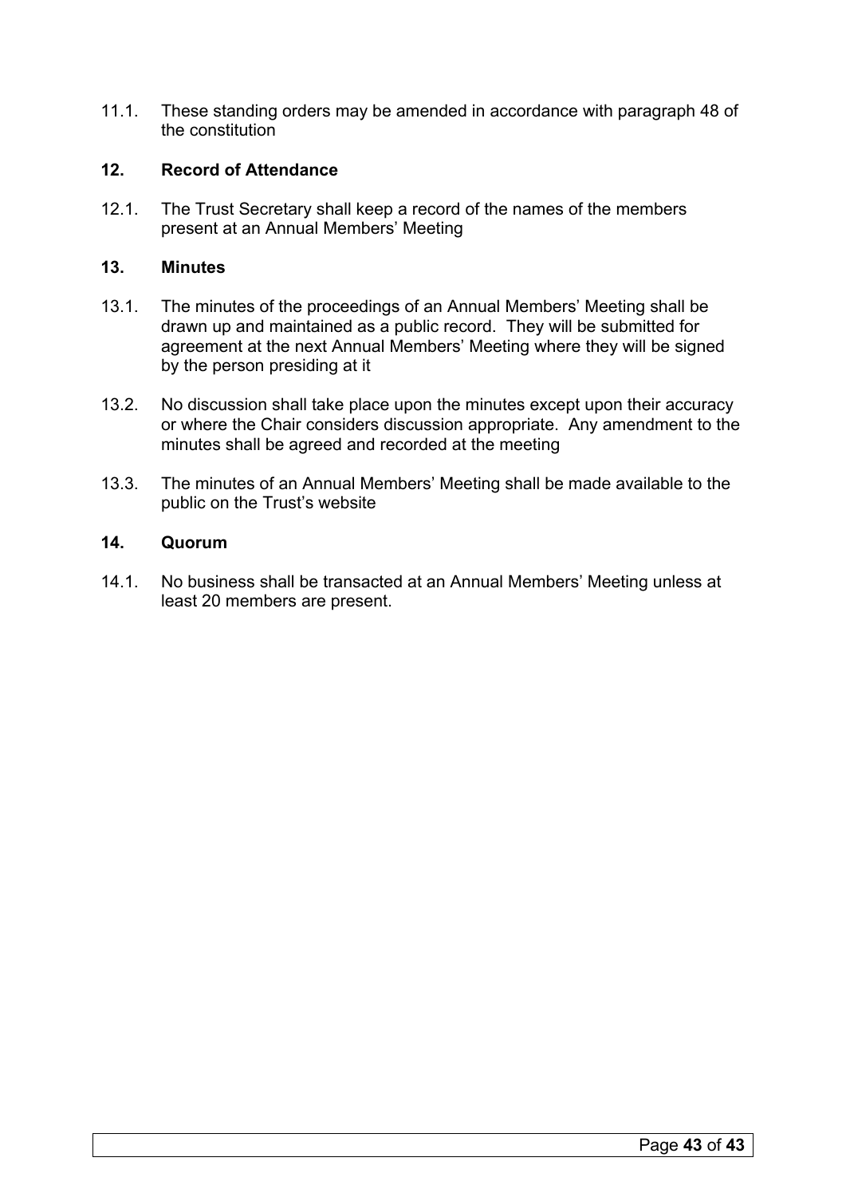11.1. These standing orders may be amended in accordance with paragraph 48 of the constitution

**12. Record of Attendance**

12.1. The Trust Secretary shall keep a record of the names of the members present at an Annual Members' Meeting

**13. Minutes**

13.1. The minutes of the proceedings of an Annual Members' Meeting shall be drawn up and maintained as a public record. They will be submitted for agreement at the next Annual Members' Meeting where they will be signed by the person presiding at it

13.2. No discussion shall take place upon the minutes except upon their accuracy or where the Chair considers discussion appropriate. Any amendment to the minutes shall be agreed and recorded at the meeting

13.3. The minutes of an Annual Members' Meeting shall be made available to the public on the Trust's website

**14. Quorum**

14.1. No business shall be transacted at an Annual Members' Meeting unless at least 20 members are present.